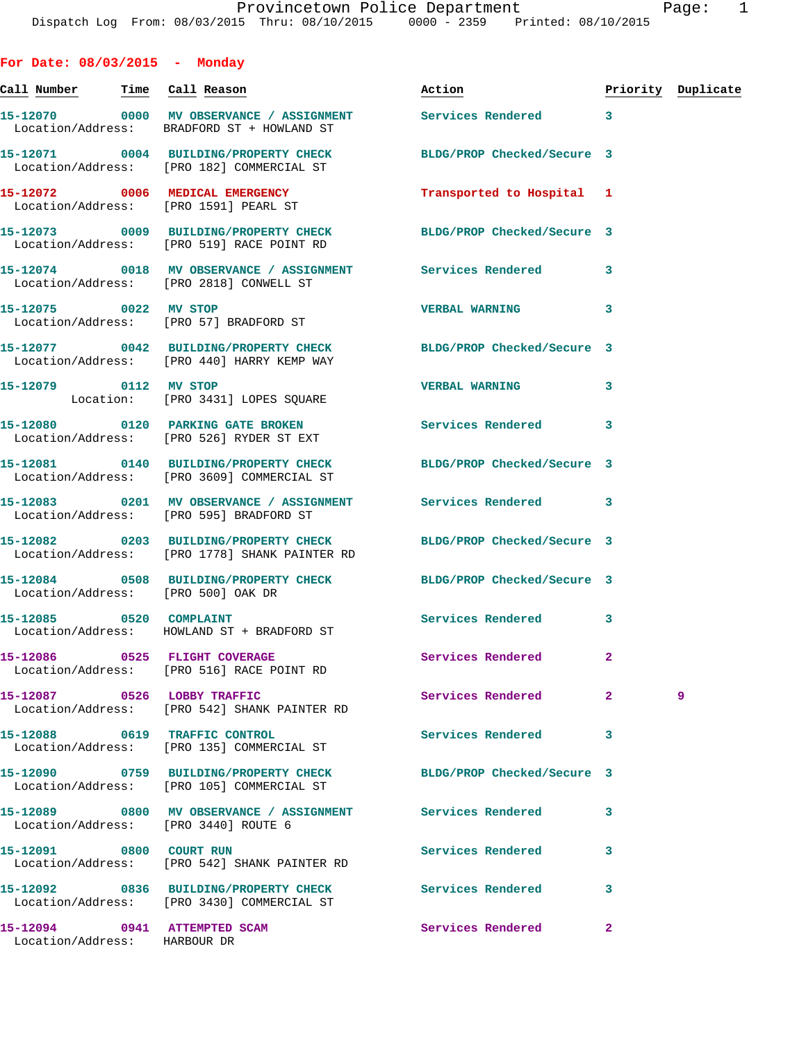Provincetown Police Department
Dispatch Log From: 08/03/2015 Thru: 08/10/2015 0000 - 2359 Printed: 08/10/2015

## For Date: 08/03/2015 - Monday

| Call Number | Time | Call Reason | Action | Priority | Duplicate |
|---|---|---|---|---|---|
| 15-12070 | 0000 | MV OBSERVANCE / ASSIGNMENT | Services Rendered | 3 | |
| Location/Address: | | BRADFORD ST + HOWLAND ST | | | |
| 15-12071 | 0004 | BUILDING/PROPERTY CHECK | BLDG/PROP Checked/Secure | 3 | |
| Location/Address: | | [PRO 182] COMMERCIAL ST | | | |
| 15-12072 | 0006 | MEDICAL EMERGENCY | Transported to Hospital | 1 | |
| Location/Address: | | [PRO 1591] PEARL ST | | | |
| 15-12073 | 0009 | BUILDING/PROPERTY CHECK | BLDG/PROP Checked/Secure | 3 | |
| Location/Address: | | [PRO 519] RACE POINT RD | | | |
| 15-12074 | 0018 | MV OBSERVANCE / ASSIGNMENT | Services Rendered | 3 | |
| Location/Address: | | [PRO 2818] CONWELL ST | | | |
| 15-12075 | 0022 | MV STOP | VERBAL WARNING | 3 | |
| Location/Address: | | [PRO 57] BRADFORD ST | | | |
| 15-12077 | 0042 | BUILDING/PROPERTY CHECK | BLDG/PROP Checked/Secure | 3 | |
| Location/Address: | | [PRO 440] HARRY KEMP WAY | | | |
| 15-12079 | 0112 | MV STOP | VERBAL WARNING | 3 | |
| Location: | | [PRO 3431] LOPES SQUARE | | | |
| 15-12080 | 0120 | PARKING GATE BROKEN | Services Rendered | 3 | |
| Location/Address: | | [PRO 526] RYDER ST EXT | | | |
| 15-12081 | 0140 | BUILDING/PROPERTY CHECK | BLDG/PROP Checked/Secure | 3 | |
| Location/Address: | | [PRO 3609] COMMERCIAL ST | | | |
| 15-12083 | 0201 | MV OBSERVANCE / ASSIGNMENT | Services Rendered | 3 | |
| Location/Address: | | [PRO 595] BRADFORD ST | | | |
| 15-12082 | 0203 | BUILDING/PROPERTY CHECK | BLDG/PROP Checked/Secure | 3 | |
| Location/Address: | | [PRO 1778] SHANK PAINTER RD | | | |
| 15-12084 | 0508 | BUILDING/PROPERTY CHECK | BLDG/PROP Checked/Secure | 3 | |
| Location/Address: | | [PRO 500] OAK DR | | | |
| 15-12085 | 0520 | COMPLAINT | Services Rendered | 3 | |
| Location/Address: | | HOWLAND ST + BRADFORD ST | | | |
| 15-12086 | 0525 | FLIGHT COVERAGE | Services Rendered | 2 | |
| Location/Address: | | [PRO 516] RACE POINT RD | | | |
| 15-12087 | 0526 | LOBBY TRAFFIC | Services Rendered | 2 | 9 |
| Location/Address: | | [PRO 542] SHANK PAINTER RD | | | |
| 15-12088 | 0619 | TRAFFIC CONTROL | Services Rendered | 3 | |
| Location/Address: | | [PRO 135] COMMERCIAL ST | | | |
| 15-12090 | 0759 | BUILDING/PROPERTY CHECK | BLDG/PROP Checked/Secure | 3 | |
| Location/Address: | | [PRO 105] COMMERCIAL ST | | | |
| 15-12089 | 0800 | MV OBSERVANCE / ASSIGNMENT | Services Rendered | 3 | |
| Location/Address: | | [PRO 3440] ROUTE 6 | | | |
| 15-12091 | 0800 | COURT RUN | Services Rendered | 3 | |
| Location/Address: | | [PRO 542] SHANK PAINTER RD | | | |
| 15-12092 | 0836 | BUILDING/PROPERTY CHECK | Services Rendered | 3 | |
| Location/Address: | | [PRO 3430] COMMERCIAL ST | | | |
| 15-12094 | 0941 | ATTEMPTED SCAM | Services Rendered | 2 | |
| Location/Address: | | HARBOUR DR | | | |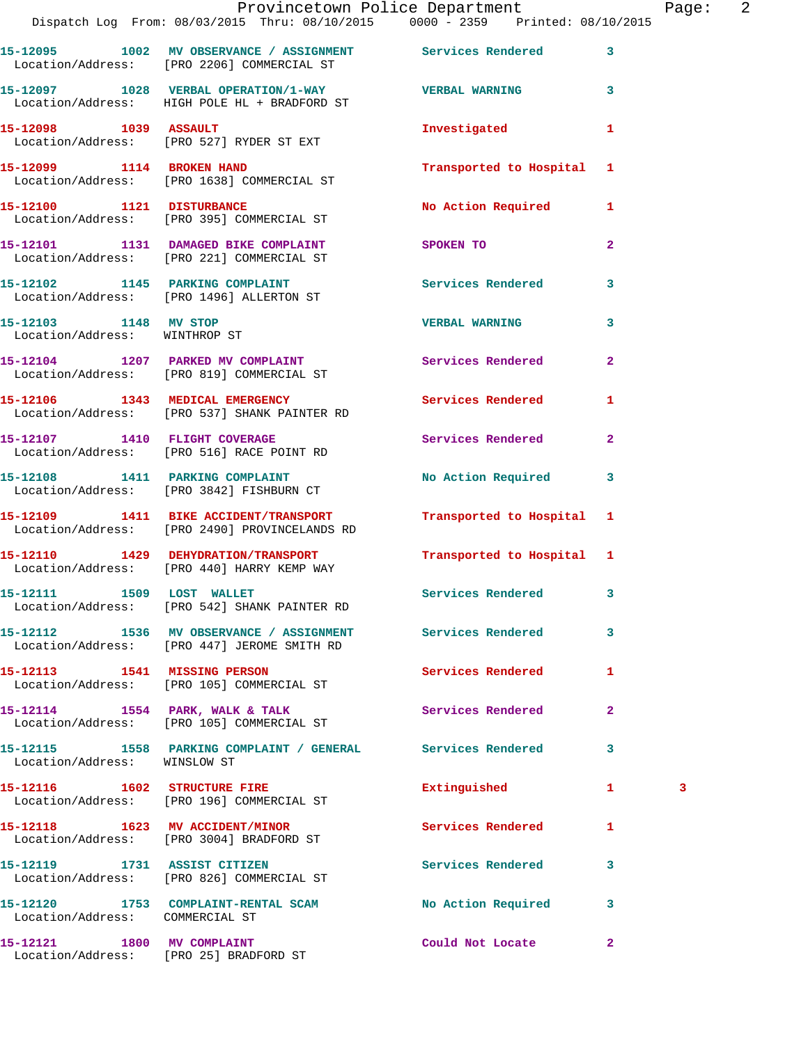| Call Number | Time | Call Reason | Action | Priority | |
|---|---|---|---|---|---|
| 15-12095 | 1002 | MV OBSERVANCE / ASSIGNMENT | Services Rendered | 3 | |
| Location/Address: | | [PRO 2206] COMMERCIAL ST | | | |
| 15-12097 | 1028 | VERBAL OPERATION/1-WAY | VERBAL WARNING | 3 | |
| Location/Address: | | HIGH POLE HL + BRADFORD ST | | | |
| 15-12098 | 1039 | ASSAULT | Investigated | 1 | |
| Location/Address: | | [PRO 527] RYDER ST EXT | | | |
| 15-12099 | 1114 | BROKEN HAND | Transported to Hospital | 1 | |
| Location/Address: | | [PRO 1638] COMMERCIAL ST | | | |
| 15-12100 | 1121 | DISTURBANCE | No Action Required | 1 | |
| Location/Address: | | [PRO 395] COMMERCIAL ST | | | |
| 15-12101 | 1131 | DAMAGED BIKE COMPLAINT | SPOKEN TO | 2 | |
| Location/Address: | | [PRO 221] COMMERCIAL ST | | | |
| 15-12102 | 1145 | PARKING COMPLAINT | Services Rendered | 3 | |
| Location/Address: | | [PRO 1496] ALLERTON ST | | | |
| 15-12103 | 1148 | MV STOP | VERBAL WARNING | 3 | |
| Location/Address: | | WINTHROP ST | | | |
| 15-12104 | 1207 | PARKED MV COMPLAINT | Services Rendered | 2 | |
| Location/Address: | | [PRO 819] COMMERCIAL ST | | | |
| 15-12106 | 1343 | MEDICAL EMERGENCY | Services Rendered | 1 | |
| Location/Address: | | [PRO 537] SHANK PAINTER RD | | | |
| 15-12107 | 1410 | FLIGHT COVERAGE | Services Rendered | 2 | |
| Location/Address: | | [PRO 516] RACE POINT RD | | | |
| 15-12108 | 1411 | PARKING COMPLAINT | No Action Required | 3 | |
| Location/Address: | | [PRO 3842] FISHBURN CT | | | |
| 15-12109 | 1411 | BIKE ACCIDENT/TRANSPORT | Transported to Hospital | 1 | |
| Location/Address: | | [PRO 2490] PROVINCELANDS RD | | | |
| 15-12110 | 1429 | DEHYDRATION/TRANSPORT | Transported to Hospital | 1 | |
| Location/Address: | | [PRO 440] HARRY KEMP WAY | | | |
| 15-12111 | 1509 | LOST WALLET | Services Rendered | 3 | |
| Location/Address: | | [PRO 542] SHANK PAINTER RD | | | |
| 15-12112 | 1536 | MV OBSERVANCE / ASSIGNMENT | Services Rendered | 3 | |
| Location/Address: | | [PRO 447] JEROME SMITH RD | | | |
| 15-12113 | 1541 | MISSING PERSON | Services Rendered | 1 | |
| Location/Address: | | [PRO 105] COMMERCIAL ST | | | |
| 15-12114 | 1554 | PARK, WALK & TALK | Services Rendered | 2 | |
| Location/Address: | | [PRO 105] COMMERCIAL ST | | | |
| 15-12115 | 1558 | PARKING COMPLAINT / GENERAL | Services Rendered | 3 | |
| Location/Address: | | WINSLOW ST | | | |
| 15-12116 | 1602 | STRUCTURE FIRE | Extinguished | 1 | 3 |
| Location/Address: | | [PRO 196] COMMERCIAL ST | | | |
| 15-12118 | 1623 | MV ACCIDENT/MINOR | Services Rendered | 1 | |
| Location/Address: | | [PRO 3004] BRADFORD ST | | | |
| 15-12119 | 1731 | ASSIST CITIZEN | Services Rendered | 3 | |
| Location/Address: | | [PRO 826] COMMERCIAL ST | | | |
| 15-12120 | 1753 | COMPLAINT-RENTAL SCAM | No Action Required | 3 | |
| Location/Address: | | COMMERCIAL ST | | | |
| 15-12121 | 1800 | MV COMPLAINT | Could Not Locate | 2 | |
| Location/Address: | | [PRO 25] BRADFORD ST | | | |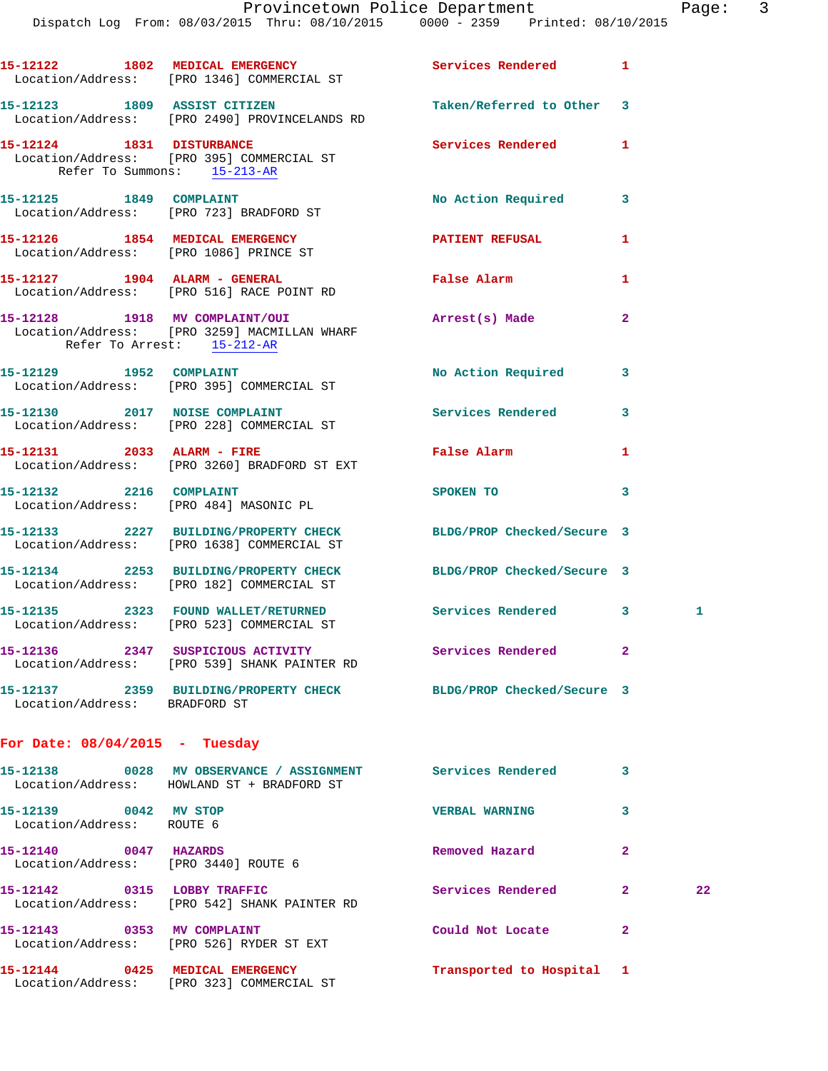**15-12122** 1802 **MEDICAL EMERGENCY** Services Rendered 1
Location/Address: [PRO 1346] COMMERCIAL ST

**15-12123** 1809 **ASSIST CITIZEN** Taken/Referred to Other 3
Location/Address: [PRO 2490] PROVINCELANDS RD

**15-12124** 1831 **DISTURBANCE** Services Rendered 1
Location/Address: [PRO 395] COMMERCIAL ST
Refer To Summons: 15-213-AR

**15-12125** 1849 **COMPLAINT** No Action Required 3
Location/Address: [PRO 723] BRADFORD ST

**15-12126** 1854 **MEDICAL EMERGENCY** PATIENT REFUSAL 1
Location/Address: [PRO 1086] PRINCE ST

**15-12127** 1904 **ALARM - GENERAL** False Alarm 1
Location/Address: [PRO 516] RACE POINT RD

**15-12128** 1918 **MV COMPLAINT/OUI** Arrest(s) Made 2
Location/Address: [PRO 3259] MACMILLAN WHARF
Refer To Arrest: 15-212-AR

**15-12129** 1952 **COMPLAINT** No Action Required 3
Location/Address: [PRO 395] COMMERCIAL ST

**15-12130** 2017 **NOISE COMPLAINT** Services Rendered 3
Location/Address: [PRO 228] COMMERCIAL ST

**15-12131** 2033 **ALARM - FIRE** False Alarm 1
Location/Address: [PRO 3260] BRADFORD ST EXT

**15-12132** 2216 **COMPLAINT** SPOKEN TO 3
Location/Address: [PRO 484] MASONIC PL

**15-12133** 2227 **BUILDING/PROPERTY CHECK** BLDG/PROP Checked/Secure 3
Location/Address: [PRO 1638] COMMERCIAL ST

**15-12134** 2253 **BUILDING/PROPERTY CHECK** BLDG/PROP Checked/Secure 3
Location/Address: [PRO 182] COMMERCIAL ST

**15-12135** 2323 **FOUND WALLET/RETURNED** Services Rendered 3 1
Location/Address: [PRO 523] COMMERCIAL ST

**15-12136** 2347 **SUSPICIOUS ACTIVITY** Services Rendered 2
Location/Address: [PRO 539] SHANK PAINTER RD

**15-12137** 2359 **BUILDING/PROPERTY CHECK** BLDG/PROP Checked/Secure 3
Location/Address: BRADFORD ST

## For Date: 08/04/2015 - Tuesday

**15-12138** 0028 **MV OBSERVANCE / ASSIGNMENT** Services Rendered 3
Location/Address: HOWLAND ST + BRADFORD ST

**15-12139** 0042 **MV STOP** VERBAL WARNING 3
Location/Address: ROUTE 6

**15-12140** 0047 **HAZARDS** Removed Hazard 2
Location/Address: [PRO 3440] ROUTE 6

**15-12142** 0315 **LOBBY TRAFFIC** Services Rendered 2 22
Location/Address: [PRO 542] SHANK PAINTER RD

**15-12143** 0353 **MV COMPLAINT** Could Not Locate 2
Location/Address: [PRO 526] RYDER ST EXT

**15-12144** 0425 **MEDICAL EMERGENCY** Transported to Hospital 1
Location/Address: [PRO 323] COMMERCIAL ST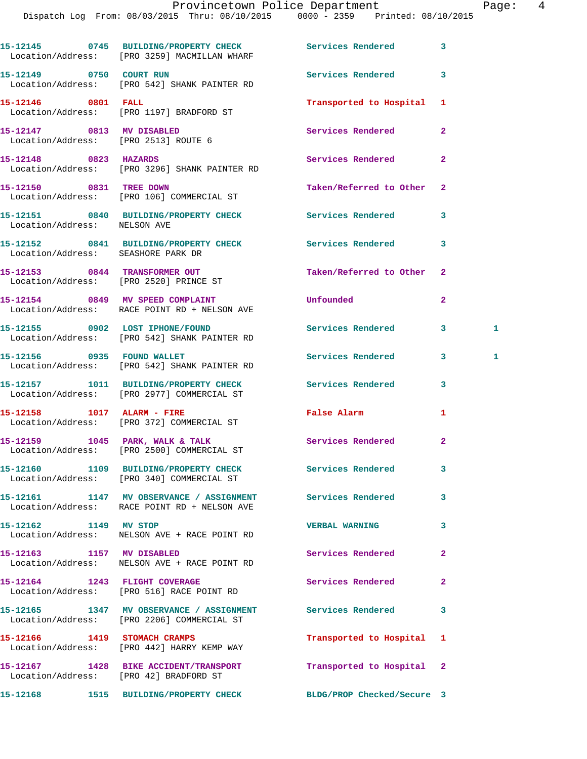| Call # | Time | Call Reason | Action | Priority | |
|---|---|---|---|---|---|
| 15-12145 | 0745 | BUILDING/PROPERTY CHECK | Services Rendered | 3 | |
| Location/Address: [PRO 3259] MACMILLAN WHARF | | | | | |
| 15-12149 | 0750 | COURT RUN | Services Rendered | 3 | |
| Location/Address: [PRO 542] SHANK PAINTER RD | | | | | |
| 15-12146 | 0801 | FALL | Transported to Hospital | 1 | |
| Location/Address: [PRO 1197] BRADFORD ST | | | | | |
| 15-12147 | 0813 | MV DISABLED | Services Rendered | 2 | |
| Location/Address: [PRO 2513] ROUTE 6 | | | | | |
| 15-12148 | 0823 | HAZARDS | Services Rendered | 2 | |
| Location/Address: [PRO 3296] SHANK PAINTER RD | | | | | |
| 15-12150 | 0831 | TREE DOWN | Taken/Referred to Other | 2 | |
| Location/Address: [PRO 106] COMMERCIAL ST | | | | | |
| 15-12151 | 0840 | BUILDING/PROPERTY CHECK | Services Rendered | 3 | |
| Location/Address: NELSON AVE | | | | | |
| 15-12152 | 0841 | BUILDING/PROPERTY CHECK | Services Rendered | 3 | |
| Location/Address: SEASHORE PARK DR | | | | | |
| 15-12153 | 0844 | TRANSFORMER OUT | Taken/Referred to Other | 2 | |
| Location/Address: [PRO 2520] PRINCE ST | | | | | |
| 15-12154 | 0849 | MV SPEED COMPLAINT | Unfounded | 2 | |
| Location/Address: RACE POINT RD + NELSON AVE | | | | | |
| 15-12155 | 0902 | LOST IPHONE/FOUND | Services Rendered | 3 | 1 |
| Location/Address: [PRO 542] SHANK PAINTER RD | | | | | |
| 15-12156 | 0935 | FOUND WALLET | Services Rendered | 3 | 1 |
| Location/Address: [PRO 542] SHANK PAINTER RD | | | | | |
| 15-12157 | 1011 | BUILDING/PROPERTY CHECK | Services Rendered | 3 | |
| Location/Address: [PRO 2977] COMMERCIAL ST | | | | | |
| 15-12158 | 1017 | ALARM - FIRE | False Alarm | 1 | |
| Location/Address: [PRO 372] COMMERCIAL ST | | | | | |
| 15-12159 | 1045 | PARK, WALK & TALK | Services Rendered | 2 | |
| Location/Address: [PRO 2500] COMMERCIAL ST | | | | | |
| 15-12160 | 1109 | BUILDING/PROPERTY CHECK | Services Rendered | 3 | |
| Location/Address: [PRO 340] COMMERCIAL ST | | | | | |
| 15-12161 | 1147 | MV OBSERVANCE / ASSIGNMENT | Services Rendered | 3 | |
| Location/Address: RACE POINT RD + NELSON AVE | | | | | |
| 15-12162 | 1149 | MV STOP | VERBAL WARNING | 3 | |
| Location/Address: NELSON AVE + RACE POINT RD | | | | | |
| 15-12163 | 1157 | MV DISABLED | Services Rendered | 2 | |
| Location/Address: NELSON AVE + RACE POINT RD | | | | | |
| 15-12164 | 1243 | FLIGHT COVERAGE | Services Rendered | 2 | |
| Location/Address: [PRO 516] RACE POINT RD | | | | | |
| 15-12165 | 1347 | MV OBSERVANCE / ASSIGNMENT | Services Rendered | 3 | |
| Location/Address: [PRO 2206] COMMERCIAL ST | | | | | |
| 15-12166 | 1419 | STOMACH CRAMPS | Transported to Hospital | 1 | |
| Location/Address: [PRO 442] HARRY KEMP WAY | | | | | |
| 15-12167 | 1428 | BIKE ACCIDENT/TRANSPORT | Transported to Hospital | 2 | |
| Location/Address: [PRO 42] BRADFORD ST | | | | | |
| 15-12168 | 1515 | BUILDING/PROPERTY CHECK | BLDG/PROP Checked/Secure | 3 | |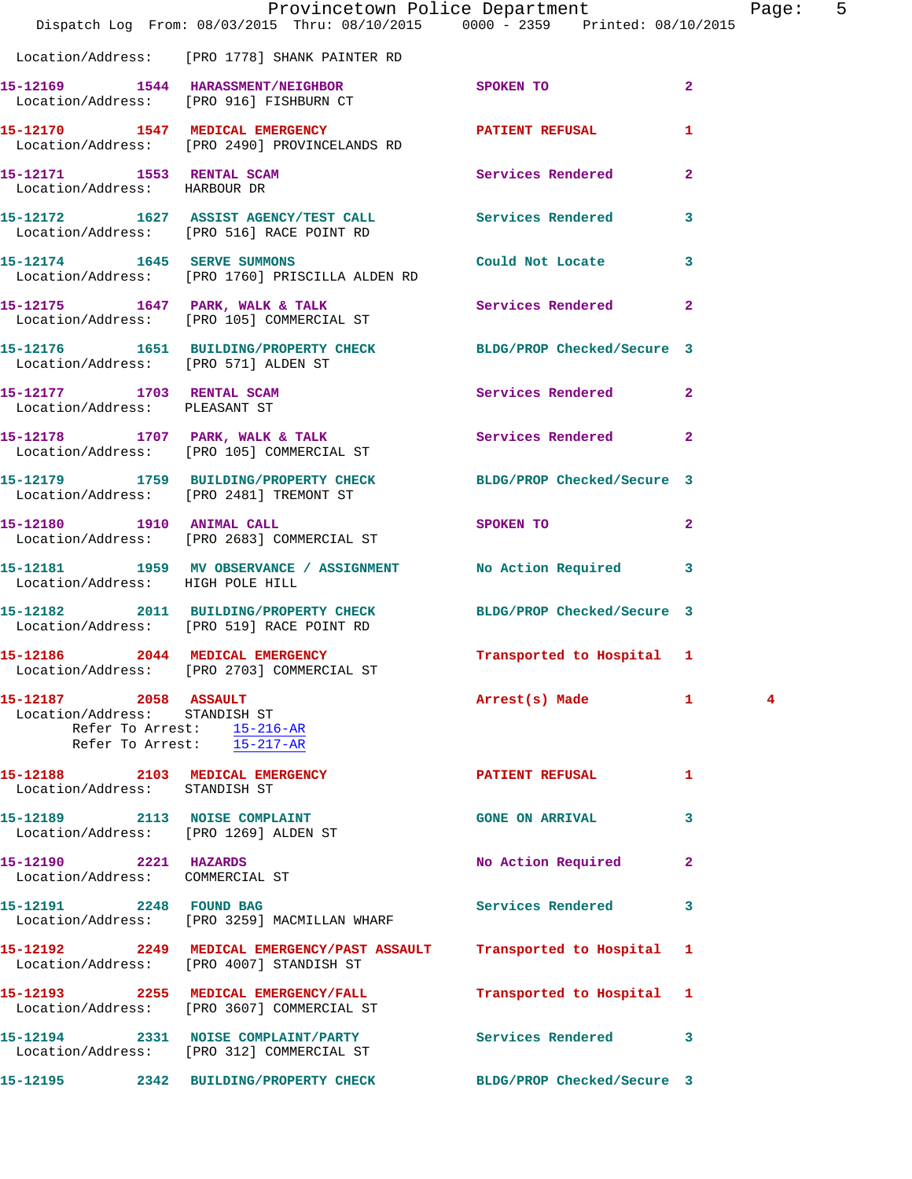Location/Address: [PRO 1778] SHANK PAINTER RD

**15-12169 1544 HARASSMENT/NEIGHBOR** SPOKEN TO 2
Location/Address: [PRO 916] FISHBURN CT

**15-12170 1547 MEDICAL EMERGENCY** PATIENT REFUSAL 1
Location/Address: [PRO 2490] PROVINCELANDS RD

**15-12171 1553 RENTAL SCAM** Services Rendered 2
Location/Address: HARBOUR DR

**15-12172 1627 ASSIST AGENCY/TEST CALL** Services Rendered 3
Location/Address: [PRO 516] RACE POINT RD

**15-12174 1645 SERVE SUMMONS** Could Not Locate 3
Location/Address: [PRO 1760] PRISCILLA ALDEN RD

**15-12175 1647 PARK, WALK & TALK** Services Rendered 2
Location/Address: [PRO 105] COMMERCIAL ST

**15-12176 1651 BUILDING/PROPERTY CHECK** BLDG/PROP Checked/Secure 3
Location/Address: [PRO 571] ALDEN ST

**15-12177 1703 RENTAL SCAM** Services Rendered 2
Location/Address: PLEASANT ST

**15-12178 1707 PARK, WALK & TALK** Services Rendered 2
Location/Address: [PRO 105] COMMERCIAL ST

**15-12179 1759 BUILDING/PROPERTY CHECK** BLDG/PROP Checked/Secure 3
Location/Address: [PRO 2481] TREMONT ST

**15-12180 1910 ANIMAL CALL** SPOKEN TO 2
Location/Address: [PRO 2683] COMMERCIAL ST

**15-12181 1959 MV OBSERVANCE / ASSIGNMENT** No Action Required 3
Location/Address: HIGH POLE HILL

**15-12182 2011 BUILDING/PROPERTY CHECK** BLDG/PROP Checked/Secure 3
Location/Address: [PRO 519] RACE POINT RD

**15-12186 2044 MEDICAL EMERGENCY** Transported to Hospital 1
Location/Address: [PRO 2703] COMMERCIAL ST

**15-12187 2058 ASSAULT** Arrest(s) Made 1 4
Location/Address: STANDISH ST
Refer To Arrest: 15-216-AR
Refer To Arrest: 15-217-AR

**15-12188 2103 MEDICAL EMERGENCY** PATIENT REFUSAL 1
Location/Address: STANDISH ST

**15-12189 2113 NOISE COMPLAINT** GONE ON ARRIVAL 3
Location/Address: [PRO 1269] ALDEN ST

**15-12190 2221 HAZARDS** No Action Required 2
Location/Address: COMMERCIAL ST

**15-12191 2248 FOUND BAG** Services Rendered 3
Location/Address: [PRO 3259] MACMILLAN WHARF

**15-12192 2249 MEDICAL EMERGENCY/PAST ASSAULT** Transported to Hospital 1
Location/Address: [PRO 4007] STANDISH ST

**15-12193 2255 MEDICAL EMERGENCY/FALL** Transported to Hospital 1
Location/Address: [PRO 3607] COMMERCIAL ST

**15-12194 2331 NOISE COMPLAINT/PARTY** Services Rendered 3
Location/Address: [PRO 312] COMMERCIAL ST

**15-12195 2342 BUILDING/PROPERTY CHECK** BLDG/PROP Checked/Secure 3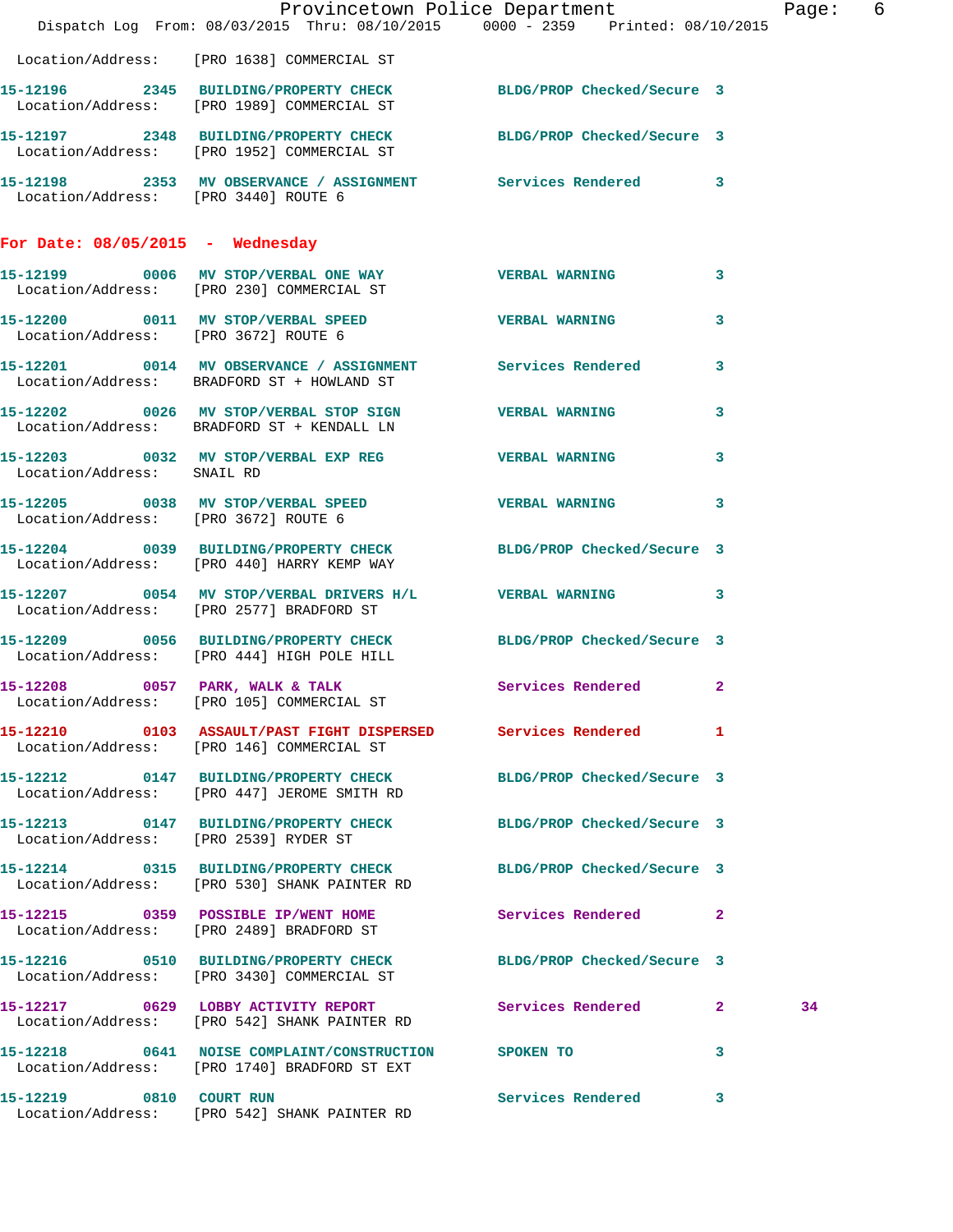Location/Address: [PRO 1638] COMMERCIAL ST

15-12196 2345 BUILDING/PROPERTY CHECK BLDG/PROP Checked/Secure 3
Location/Address: [PRO 1989] COMMERCIAL ST

15-12197 2348 BUILDING/PROPERTY CHECK BLDG/PROP Checked/Secure 3
Location/Address: [PRO 1952] COMMERCIAL ST

15-12198 2353 MV OBSERVANCE / ASSIGNMENT Services Rendered 3
Location/Address: [PRO 3440] ROUTE 6

## For Date: 08/05/2015 - Wednesday

15-12199 0006 MV STOP/VERBAL ONE WAY VERBAL WARNING 3
Location/Address: [PRO 230] COMMERCIAL ST

15-12200 0011 MV STOP/VERBAL SPEED VERBAL WARNING 3
Location/Address: [PRO 3672] ROUTE 6

15-12201 0014 MV OBSERVANCE / ASSIGNMENT Services Rendered 3
Location/Address: BRADFORD ST + HOWLAND ST

15-12202 0026 MV STOP/VERBAL STOP SIGN VERBAL WARNING 3
Location/Address: BRADFORD ST + KENDALL LN

15-12203 0032 MV STOP/VERBAL EXP REG VERBAL WARNING 3
Location/Address: SNAIL RD

15-12205 0038 MV STOP/VERBAL SPEED VERBAL WARNING 3
Location/Address: [PRO 3672] ROUTE 6

15-12204 0039 BUILDING/PROPERTY CHECK BLDG/PROP Checked/Secure 3
Location/Address: [PRO 440] HARRY KEMP WAY

15-12207 0054 MV STOP/VERBAL DRIVERS H/L VERBAL WARNING 3
Location/Address: [PRO 2577] BRADFORD ST

15-12209 0056 BUILDING/PROPERTY CHECK BLDG/PROP Checked/Secure 3
Location/Address: [PRO 444] HIGH POLE HILL

15-12208 0057 PARK, WALK & TALK Services Rendered 2
Location/Address: [PRO 105] COMMERCIAL ST

15-12210 0103 ASSAULT/PAST FIGHT DISPERSED Services Rendered 1
Location/Address: [PRO 146] COMMERCIAL ST

15-12212 0147 BUILDING/PROPERTY CHECK BLDG/PROP Checked/Secure 3
Location/Address: [PRO 447] JEROME SMITH RD

15-12213 0147 BUILDING/PROPERTY CHECK BLDG/PROP Checked/Secure 3
Location/Address: [PRO 2539] RYDER ST

15-12214 0315 BUILDING/PROPERTY CHECK BLDG/PROP Checked/Secure 3
Location/Address: [PRO 530] SHANK PAINTER RD

15-12215 0359 POSSIBLE IP/WENT HOME Services Rendered 2
Location/Address: [PRO 2489] BRADFORD ST

15-12216 0510 BUILDING/PROPERTY CHECK BLDG/PROP Checked/Secure 3
Location/Address: [PRO 3430] COMMERCIAL ST

15-12217 0629 LOBBY ACTIVITY REPORT Services Rendered 2 34
Location/Address: [PRO 542] SHANK PAINTER RD

15-12218 0641 NOISE COMPLAINT/CONSTRUCTION SPOKEN TO 3
Location/Address: [PRO 1740] BRADFORD ST EXT

15-12219 0810 COURT RUN Services Rendered 3
Location/Address: [PRO 542] SHANK PAINTER RD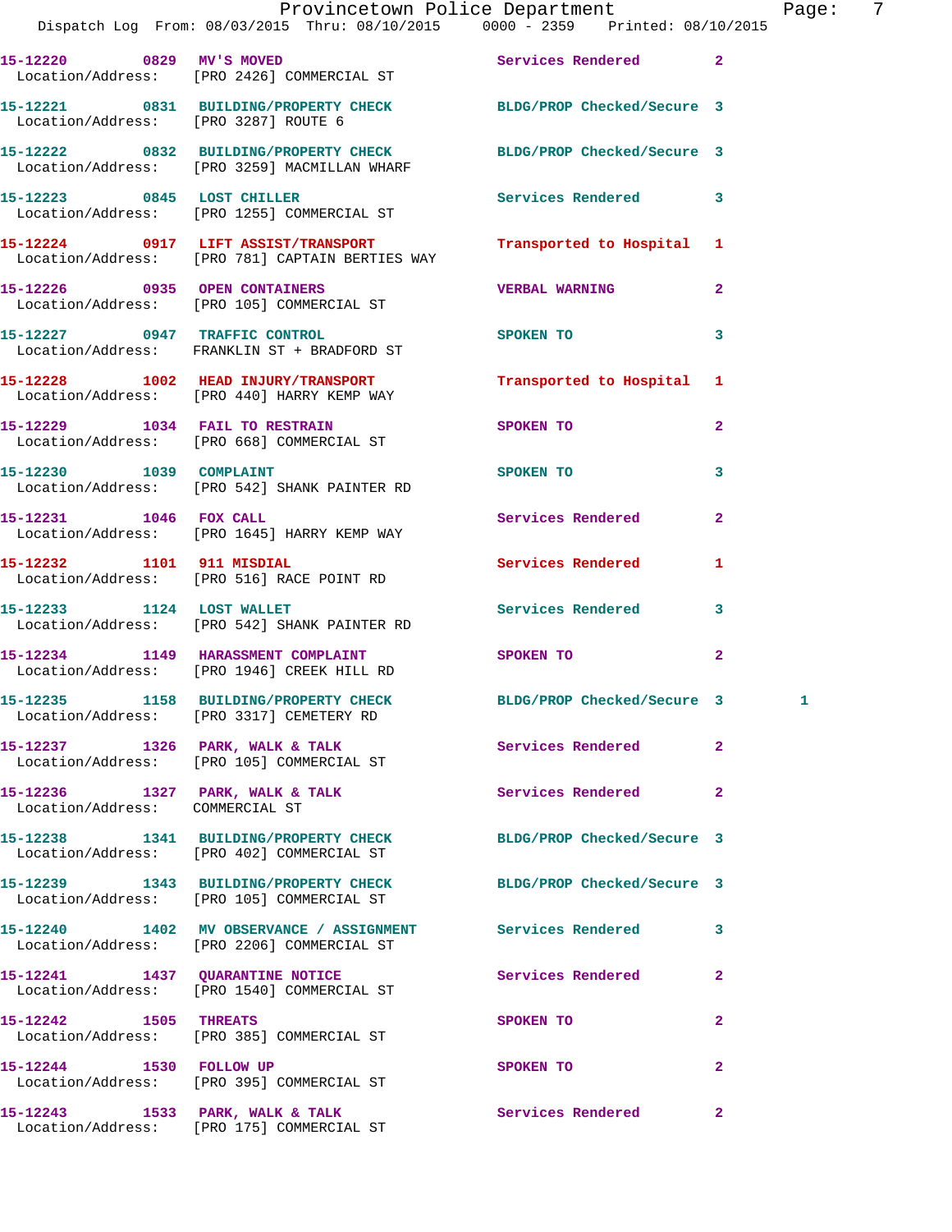15-12220 0829 MV'S MOVED Services Rendered 2
Location/Address: [PRO 2426] COMMERCIAL ST

15-12221 0831 BUILDING/PROPERTY CHECK BLDG/PROP Checked/Secure 3
Location/Address: [PRO 3287] ROUTE 6

15-12222 0832 BUILDING/PROPERTY CHECK BLDG/PROP Checked/Secure 3
Location/Address: [PRO 3259] MACMILLAN WHARF

15-12223 0845 LOST CHILLER Services Rendered 3
Location/Address: [PRO 1255] COMMERCIAL ST

15-12224 0917 LIFT ASSIST/TRANSPORT Transported to Hospital 1
Location/Address: [PRO 781] CAPTAIN BERTIES WAY

15-12226 0935 OPEN CONTAINERS VERBAL WARNING 2
Location/Address: [PRO 105] COMMERCIAL ST

15-12227 0947 TRAFFIC CONTROL SPOKEN TO 3
Location/Address: FRANKLIN ST + BRADFORD ST

15-12228 1002 HEAD INJURY/TRANSPORT Transported to Hospital 1
Location/Address: [PRO 440] HARRY KEMP WAY

15-12229 1034 FAIL TO RESTRAIN SPOKEN TO 2
Location/Address: [PRO 668] COMMERCIAL ST

15-12230 1039 COMPLAINT SPOKEN TO 3
Location/Address: [PRO 542] SHANK PAINTER RD

15-12231 1046 FOX CALL Services Rendered 2
Location/Address: [PRO 1645] HARRY KEMP WAY

15-12232 1101 911 MISDIAL Services Rendered 1
Location/Address: [PRO 516] RACE POINT RD

15-12233 1124 LOST WALLET Services Rendered 3
Location/Address: [PRO 542] SHANK PAINTER RD

15-12234 1149 HARASSMENT COMPLAINT SPOKEN TO 2
Location/Address: [PRO 1946] CREEK HILL RD

15-12235 1158 BUILDING/PROPERTY CHECK BLDG/PROP Checked/Secure 3 1
Location/Address: [PRO 3317] CEMETERY RD

15-12237 1326 PARK, WALK & TALK Services Rendered 2
Location/Address: [PRO 105] COMMERCIAL ST

15-12236 1327 PARK, WALK & TALK Services Rendered 2
Location/Address: COMMERCIAL ST

15-12238 1341 BUILDING/PROPERTY CHECK BLDG/PROP Checked/Secure 3
Location/Address: [PRO 402] COMMERCIAL ST

15-12239 1343 BUILDING/PROPERTY CHECK BLDG/PROP Checked/Secure 3
Location/Address: [PRO 105] COMMERCIAL ST

15-12240 1402 MV OBSERVANCE / ASSIGNMENT Services Rendered 3
Location/Address: [PRO 2206] COMMERCIAL ST

15-12241 1437 QUARANTINE NOTICE Services Rendered 2
Location/Address: [PRO 1540] COMMERCIAL ST

15-12242 1505 THREATS SPOKEN TO 2
Location/Address: [PRO 385] COMMERCIAL ST

15-12244 1530 FOLLOW UP SPOKEN TO 2
Location/Address: [PRO 395] COMMERCIAL ST

15-12243 1533 PARK, WALK & TALK Services Rendered 2
Location/Address: [PRO 175] COMMERCIAL ST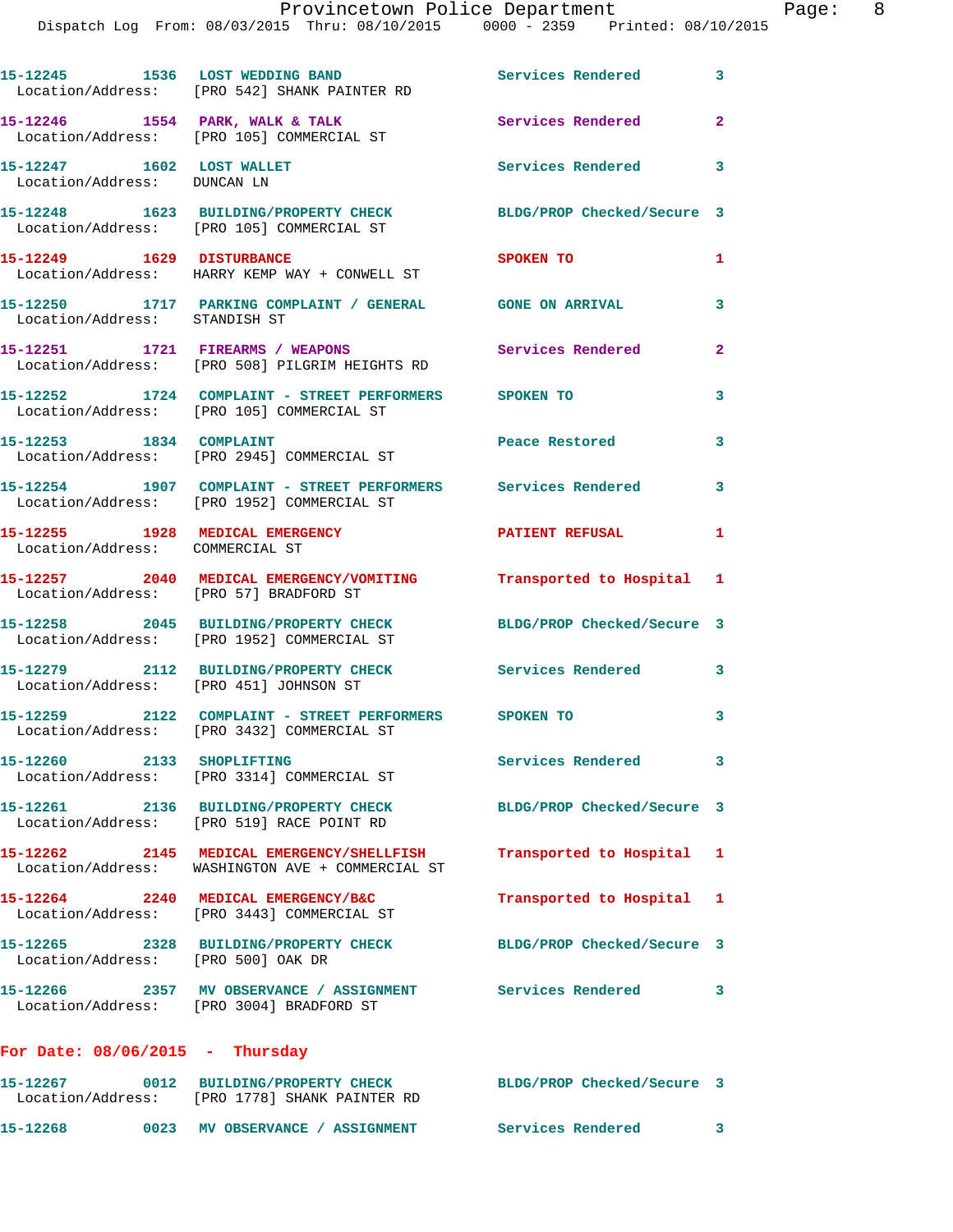15-12245 1536 **LOST WEDDING BAND** Services Rendered 3
Location/Address: [PRO 542] SHANK PAINTER RD

15-12246 1554 **PARK, WALK & TALK** Services Rendered 2
Location/Address: [PRO 105] COMMERCIAL ST

15-12247 1602 **LOST WALLET** Services Rendered 3
Location/Address: DUNCAN LN

15-12248 1623 **BUILDING/PROPERTY CHECK** BLDG/PROP Checked/Secure 3
Location/Address: [PRO 105] COMMERCIAL ST

15-12249 1629 **DISTURBANCE** SPOKEN TO 1
Location/Address: HARRY KEMP WAY + CONWELL ST

15-12250 1717 **PARKING COMPLAINT / GENERAL** GONE ON ARRIVAL 3
Location/Address: STANDISH ST

15-12251 1721 **FIREARMS / WEAPONS** Services Rendered 2
Location/Address: [PRO 508] PILGRIM HEIGHTS RD

15-12252 1724 **COMPLAINT - STREET PERFORMERS** SPOKEN TO 3
Location/Address: [PRO 105] COMMERCIAL ST

15-12253 1834 **COMPLAINT** Peace Restored 3
Location/Address: [PRO 2945] COMMERCIAL ST

15-12254 1907 **COMPLAINT - STREET PERFORMERS** Services Rendered 3
Location/Address: [PRO 1952] COMMERCIAL ST

15-12255 1928 **MEDICAL EMERGENCY** PATIENT REFUSAL 1
Location/Address: COMMERCIAL ST

15-12257 2040 **MEDICAL EMERGENCY/VOMITING** Transported to Hospital 1
Location/Address: [PRO 57] BRADFORD ST

15-12258 2045 **BUILDING/PROPERTY CHECK** BLDG/PROP Checked/Secure 3
Location/Address: [PRO 1952] COMMERCIAL ST

15-12279 2112 **BUILDING/PROPERTY CHECK** Services Rendered 3
Location/Address: [PRO 451] JOHNSON ST

15-12259 2122 **COMPLAINT - STREET PERFORMERS** SPOKEN TO 3
Location/Address: [PRO 3432] COMMERCIAL ST

15-12260 2133 **SHOPLIFTING** Services Rendered 3
Location/Address: [PRO 3314] COMMERCIAL ST

15-12261 2136 **BUILDING/PROPERTY CHECK** BLDG/PROP Checked/Secure 3
Location/Address: [PRO 519] RACE POINT RD

15-12262 2145 **MEDICAL EMERGENCY/SHELLFISH** Transported to Hospital 1
Location/Address: WASHINGTON AVE + COMMERCIAL ST

15-12264 2240 **MEDICAL EMERGENCY/B&C** Transported to Hospital 1
Location/Address: [PRO 3443] COMMERCIAL ST

15-12265 2328 **BUILDING/PROPERTY CHECK** BLDG/PROP Checked/Secure 3
Location/Address: [PRO 500] OAK DR

15-12266 2357 **MV OBSERVANCE / ASSIGNMENT** Services Rendered 3
Location/Address: [PRO 3004] BRADFORD ST

## For Date: 08/06/2015 - Thursday

15-12267 0012 **BUILDING/PROPERTY CHECK** BLDG/PROP Checked/Secure 3
Location/Address: [PRO 1778] SHANK PAINTER RD

15-12268 0023 **MV OBSERVANCE / ASSIGNMENT** Services Rendered 3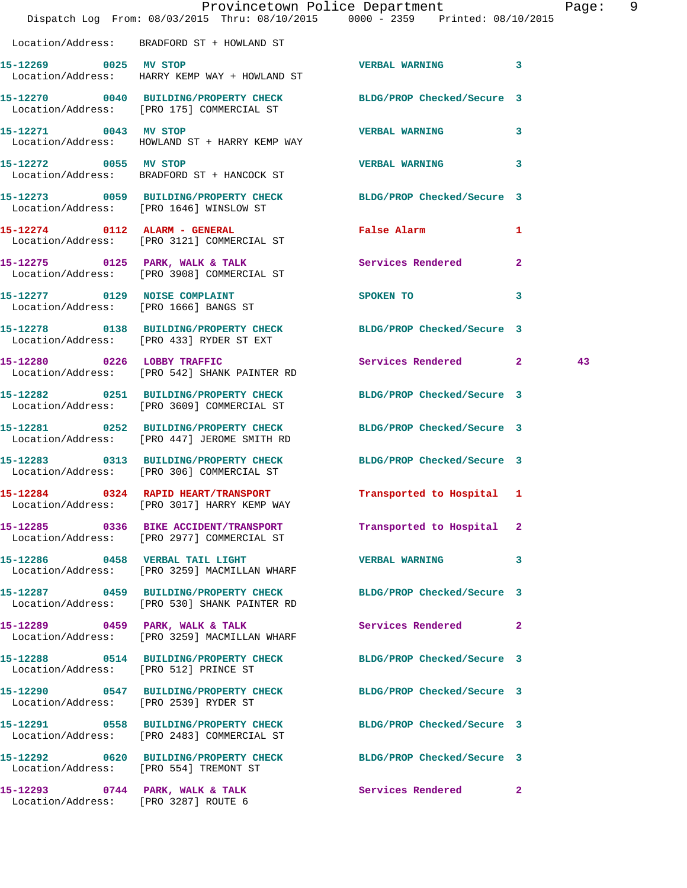Location/Address: BRADFORD ST + HOWLAND ST

| Call # | Time | Call Type | Disposition | Priority | |
|---|---|---|---|---|---|
| 15-12269 | 0025 | MV STOP | VERBAL WARNING | 3 | |
| | | Location/Address: HARRY KEMP WAY + HOWLAND ST | | | |
| 15-12270 | 0040 | BUILDING/PROPERTY CHECK | BLDG/PROP Checked/Secure | 3 | |
| | | Location/Address: [PRO 175] COMMERCIAL ST | | | |
| 15-12271 | 0043 | MV STOP | VERBAL WARNING | 3 | |
| | | Location/Address: HOWLAND ST + HARRY KEMP WAY | | | |
| 15-12272 | 0055 | MV STOP | VERBAL WARNING | 3 | |
| | | Location/Address: BRADFORD ST + HANCOCK ST | | | |
| 15-12273 | 0059 | BUILDING/PROPERTY CHECK | BLDG/PROP Checked/Secure | 3 | |
| | | Location/Address: [PRO 1646] WINSLOW ST | | | |
| 15-12274 | 0112 | ALARM - GENERAL | False Alarm | 1 | |
| | | Location/Address: [PRO 3121] COMMERCIAL ST | | | |
| 15-12275 | 0125 | PARK, WALK & TALK | Services Rendered | 2 | |
| | | Location/Address: [PRO 3908] COMMERCIAL ST | | | |
| 15-12277 | 0129 | NOISE COMPLAINT | SPOKEN TO | 3 | |
| | | Location/Address: [PRO 1666] BANGS ST | | | |
| 15-12278 | 0138 | BUILDING/PROPERTY CHECK | BLDG/PROP Checked/Secure | 3 | |
| | | Location/Address: [PRO 433] RYDER ST EXT | | | |
| 15-12280 | 0226 | LOBBY TRAFFIC | Services Rendered | 2 | 43 |
| | | Location/Address: [PRO 542] SHANK PAINTER RD | | | |
| 15-12282 | 0251 | BUILDING/PROPERTY CHECK | BLDG/PROP Checked/Secure | 3 | |
| | | Location/Address: [PRO 3609] COMMERCIAL ST | | | |
| 15-12281 | 0252 | BUILDING/PROPERTY CHECK | BLDG/PROP Checked/Secure | 3 | |
| | | Location/Address: [PRO 447] JEROME SMITH RD | | | |
| 15-12283 | 0313 | BUILDING/PROPERTY CHECK | BLDG/PROP Checked/Secure | 3 | |
| | | Location/Address: [PRO 306] COMMERCIAL ST | | | |
| 15-12284 | 0324 | RAPID HEART/TRANSPORT | Transported to Hospital | 1 | |
| | | Location/Address: [PRO 3017] HARRY KEMP WAY | | | |
| 15-12285 | 0336 | BIKE ACCIDENT/TRANSPORT | Transported to Hospital | 2 | |
| | | Location/Address: [PRO 2977] COMMERCIAL ST | | | |
| 15-12286 | 0458 | VERBAL TAIL LIGHT | VERBAL WARNING | 3 | |
| | | Location/Address: [PRO 3259] MACMILLAN WHARF | | | |
| 15-12287 | 0459 | BUILDING/PROPERTY CHECK | BLDG/PROP Checked/Secure | 3 | |
| | | Location/Address: [PRO 530] SHANK PAINTER RD | | | |
| 15-12289 | 0459 | PARK, WALK & TALK | Services Rendered | 2 | |
| | | Location/Address: [PRO 3259] MACMILLAN WHARF | | | |
| 15-12288 | 0514 | BUILDING/PROPERTY CHECK | BLDG/PROP Checked/Secure | 3 | |
| | | Location/Address: [PRO 512] PRINCE ST | | | |
| 15-12290 | 0547 | BUILDING/PROPERTY CHECK | BLDG/PROP Checked/Secure | 3 | |
| | | Location/Address: [PRO 2539] RYDER ST | | | |
| 15-12291 | 0558 | BUILDING/PROPERTY CHECK | BLDG/PROP Checked/Secure | 3 | |
| | | Location/Address: [PRO 2483] COMMERCIAL ST | | | |
| 15-12292 | 0620 | BUILDING/PROPERTY CHECK | BLDG/PROP Checked/Secure | 3 | |
| | | Location/Address: [PRO 554] TREMONT ST | | | |
| 15-12293 | 0744 | PARK, WALK & TALK | Services Rendered | 2 | |
| | | Location/Address: [PRO 3287] ROUTE 6 | | | |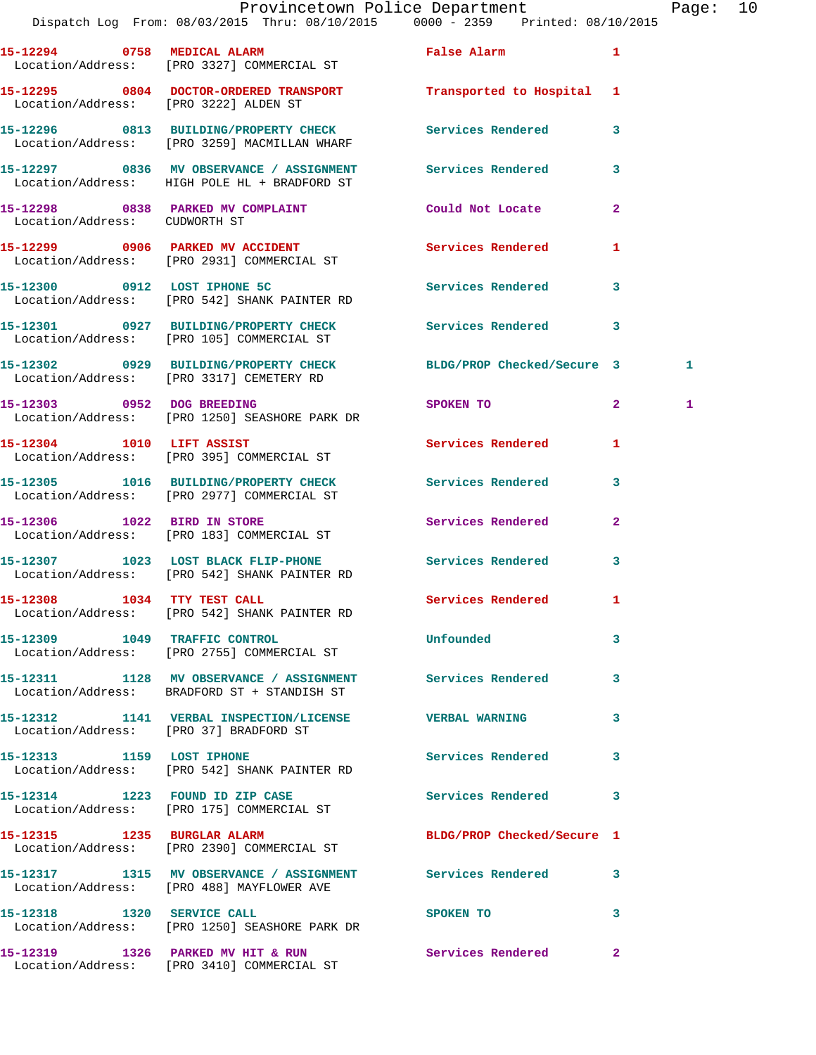15-12294 0758 MEDICAL ALARM False Alarm 1
Location/Address: [PRO 3327] COMMERCIAL ST

15-12295 0804 DOCTOR-ORDERED TRANSPORT Transported to Hospital 1
Location/Address: [PRO 3222] ALDEN ST

15-12296 0813 BUILDING/PROPERTY CHECK Services Rendered 3
Location/Address: [PRO 3259] MACMILLAN WHARF

15-12297 0836 MV OBSERVANCE / ASSIGNMENT Services Rendered 3
Location/Address: HIGH POLE HL + BRADFORD ST

15-12298 0838 PARKED MV COMPLAINT Could Not Locate 2
Location/Address: CUDWORTH ST

15-12299 0906 PARKED MV ACCIDENT Services Rendered 1
Location/Address: [PRO 2931] COMMERCIAL ST

15-12300 0912 LOST IPHONE 5C Services Rendered 3
Location/Address: [PRO 542] SHANK PAINTER RD

15-12301 0927 BUILDING/PROPERTY CHECK Services Rendered 3
Location/Address: [PRO 105] COMMERCIAL ST

15-12302 0929 BUILDING/PROPERTY CHECK BLDG/PROP Checked/Secure 3 1
Location/Address: [PRO 3317] CEMETERY RD

15-12303 0952 DOG BREEDING SPOKEN TO 2 1
Location/Address: [PRO 1250] SEASHORE PARK DR

15-12304 1010 LIFT ASSIST Services Rendered 1
Location/Address: [PRO 395] COMMERCIAL ST

15-12305 1016 BUILDING/PROPERTY CHECK Services Rendered 3
Location/Address: [PRO 2977] COMMERCIAL ST

15-12306 1022 BIRD IN STORE Services Rendered 2
Location/Address: [PRO 183] COMMERCIAL ST

15-12307 1023 LOST BLACK FLIP-PHONE Services Rendered 3
Location/Address: [PRO 542] SHANK PAINTER RD

15-12308 1034 TTY TEST CALL Services Rendered 1
Location/Address: [PRO 542] SHANK PAINTER RD

15-12309 1049 TRAFFIC CONTROL Unfounded 3
Location/Address: [PRO 2755] COMMERCIAL ST

15-12311 1128 MV OBSERVANCE / ASSIGNMENT Services Rendered 3
Location/Address: BRADFORD ST + STANDISH ST

15-12312 1141 VERBAL INSPECTION/LICENSE VERBAL WARNING 3
Location/Address: [PRO 37] BRADFORD ST

15-12313 1159 LOST IPHONE Services Rendered 3
Location/Address: [PRO 542] SHANK PAINTER RD

15-12314 1223 FOUND ID ZIP CASE Services Rendered 3
Location/Address: [PRO 175] COMMERCIAL ST

15-12315 1235 BURGLAR ALARM BLDG/PROP Checked/Secure 1
Location/Address: [PRO 2390] COMMERCIAL ST

15-12317 1315 MV OBSERVANCE / ASSIGNMENT Services Rendered 3
Location/Address: [PRO 488] MAYFLOWER AVE

15-12318 1320 SERVICE CALL SPOKEN TO 3
Location/Address: [PRO 1250] SEASHORE PARK DR

15-12319 1326 PARKED MV HIT & RUN Services Rendered 2
Location/Address: [PRO 3410] COMMERCIAL ST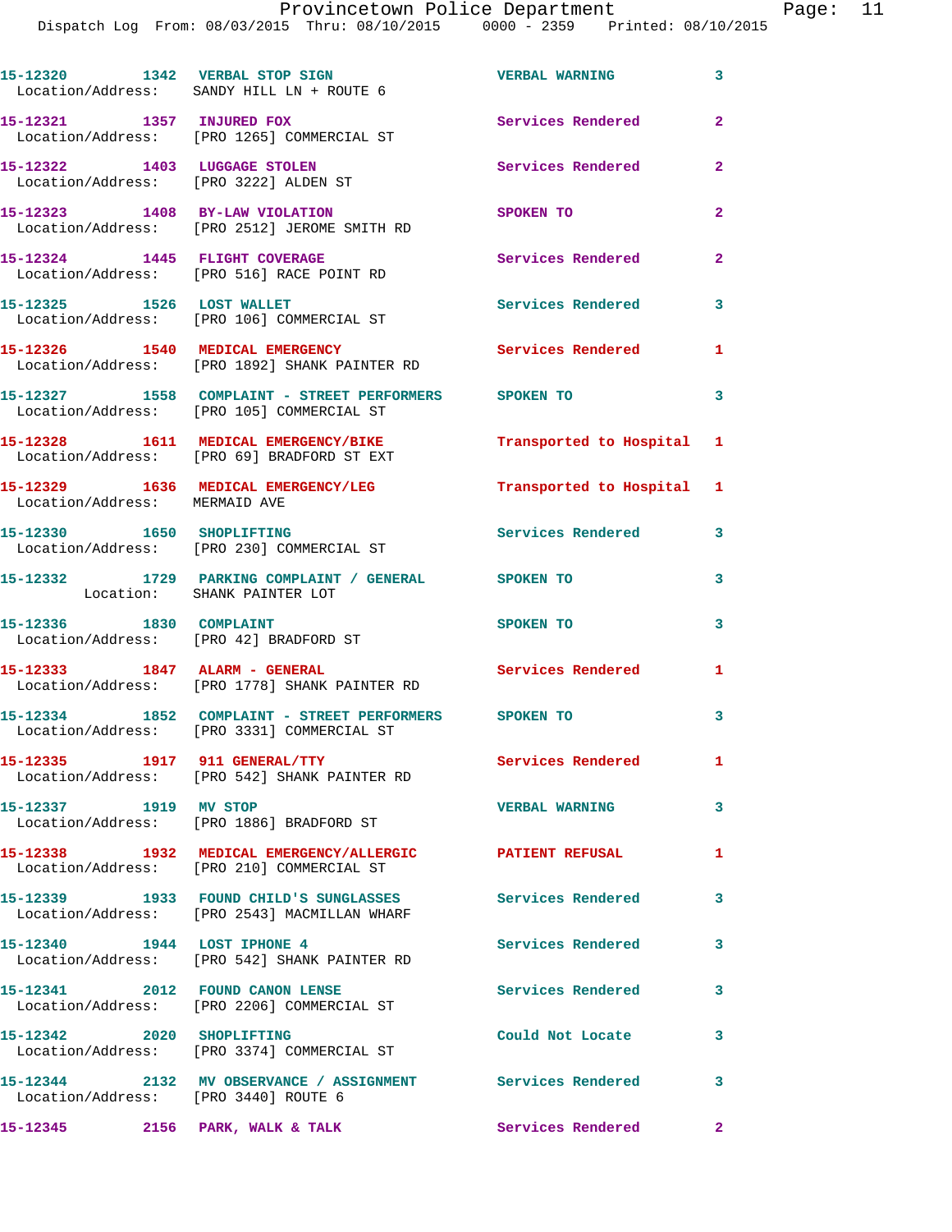15-12320 1342 VERBAL STOP SIGN VERBAL WARNING 3
Location/Address: SANDY HILL LN + ROUTE 6

15-12321 1357 INJURED FOX Services Rendered 2
Location/Address: [PRO 1265] COMMERCIAL ST

15-12322 1403 LUGGAGE STOLEN Services Rendered 2
Location/Address: [PRO 3222] ALDEN ST

15-12323 1408 BY-LAW VIOLATION SPOKEN TO 2
Location/Address: [PRO 2512] JEROME SMITH RD

15-12324 1445 FLIGHT COVERAGE Services Rendered 2
Location/Address: [PRO 516] RACE POINT RD

15-12325 1526 LOST WALLET Services Rendered 3
Location/Address: [PRO 106] COMMERCIAL ST

15-12326 1540 MEDICAL EMERGENCY Services Rendered 1
Location/Address: [PRO 1892] SHANK PAINTER RD

15-12327 1558 COMPLAINT - STREET PERFORMERS SPOKEN TO 3
Location/Address: [PRO 105] COMMERCIAL ST

15-12328 1611 MEDICAL EMERGENCY/BIKE Transported to Hospital 1
Location/Address: [PRO 69] BRADFORD ST EXT

15-12329 1636 MEDICAL EMERGENCY/LEG Transported to Hospital 1
Location/Address: MERMAID AVE

15-12330 1650 SHOPLIFTING Services Rendered 3
Location/Address: [PRO 230] COMMERCIAL ST

15-12332 1729 PARKING COMPLAINT / GENERAL SPOKEN TO 3
Location: SHANK PAINTER LOT

15-12336 1830 COMPLAINT SPOKEN TO 3
Location/Address: [PRO 42] BRADFORD ST

15-12333 1847 ALARM - GENERAL Services Rendered 1
Location/Address: [PRO 1778] SHANK PAINTER RD

15-12334 1852 COMPLAINT - STREET PERFORMERS SPOKEN TO 3
Location/Address: [PRO 3331] COMMERCIAL ST

15-12335 1917 911 GENERAL/TTY Services Rendered 1
Location/Address: [PRO 542] SHANK PAINTER RD

15-12337 1919 MV STOP VERBAL WARNING 3
Location/Address: [PRO 1886] BRADFORD ST

15-12338 1932 MEDICAL EMERGENCY/ALLERGIC PATIENT REFUSAL 1
Location/Address: [PRO 210] COMMERCIAL ST

15-12339 1933 FOUND CHILD'S SUNGLASSES Services Rendered 3
Location/Address: [PRO 2543] MACMILLAN WHARF

15-12340 1944 LOST IPHONE 4 Services Rendered 3
Location/Address: [PRO 542] SHANK PAINTER RD

15-12341 2012 FOUND CANON LENSE Services Rendered 3
Location/Address: [PRO 2206] COMMERCIAL ST

15-12342 2020 SHOPLIFTING Could Not Locate 3
Location/Address: [PRO 3374] COMMERCIAL ST

15-12344 2132 MV OBSERVANCE / ASSIGNMENT Services Rendered 3
Location/Address: [PRO 3440] ROUTE 6

15-12345 2156 PARK, WALK & TALK Services Rendered 2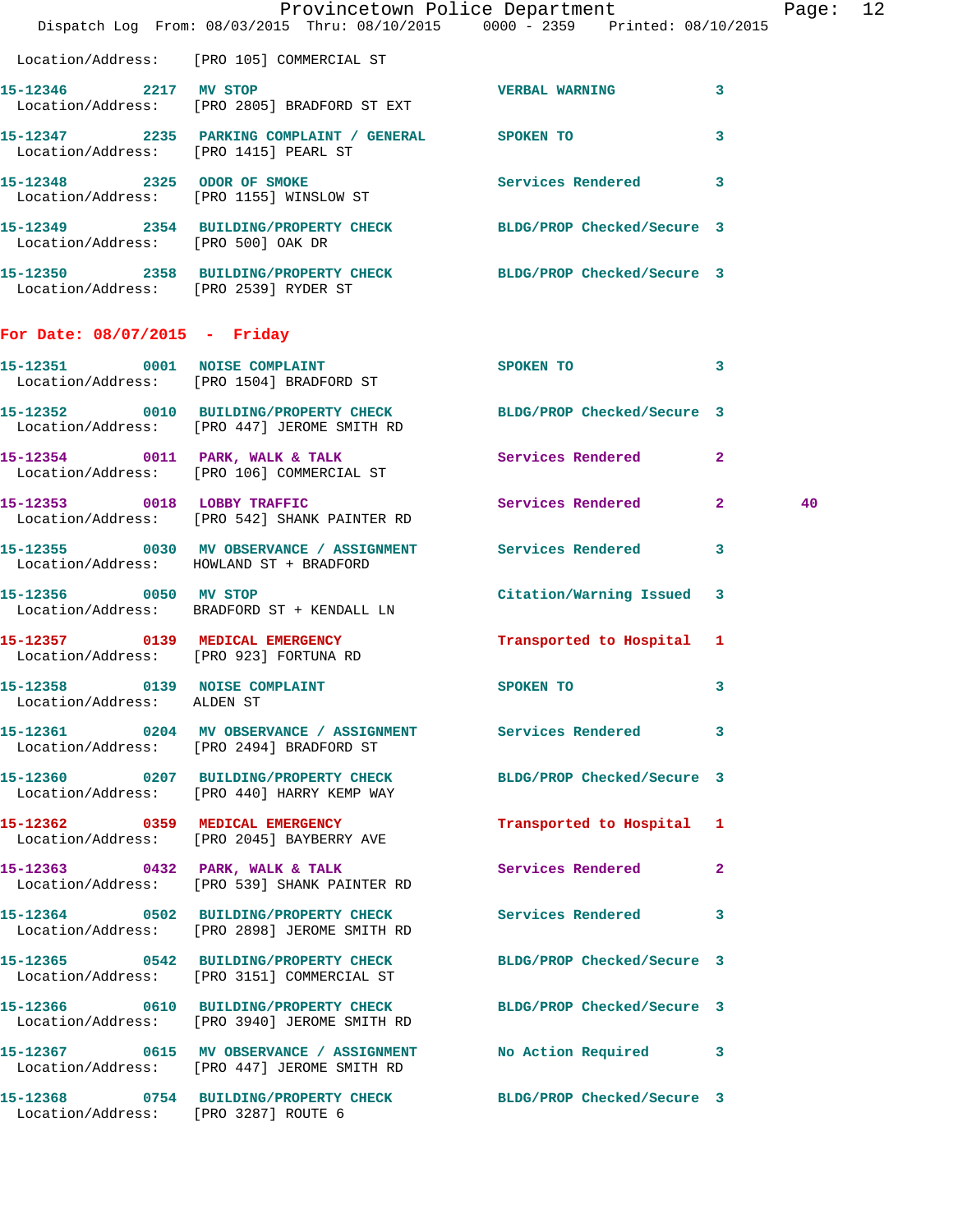Location/Address: [PRO 105] COMMERCIAL ST

| Call # | Time | Call Reason | Action | Priority | |
|---|---|---|---|---|---|
| 15-12346 | 2217 | MV STOP | VERBAL WARNING | 3 | |
| | | Location/Address: [PRO 2805] BRADFORD ST EXT | | | |
| 15-12347 | 2235 | PARKING COMPLAINT / GENERAL | SPOKEN TO | 3 | |
| | | Location/Address: [PRO 1415] PEARL ST | | | |
| 15-12348 | 2325 | ODOR OF SMOKE | Services Rendered | 3 | |
| | | Location/Address: [PRO 1155] WINSLOW ST | | | |
| 15-12349 | 2354 | BUILDING/PROPERTY CHECK | BLDG/PROP Checked/Secure | 3 | |
| | | Location/Address: [PRO 500] OAK DR | | | |
| 15-12350 | 2358 | BUILDING/PROPERTY CHECK | BLDG/PROP Checked/Secure | 3 | |
| | | Location/Address: [PRO 2539] RYDER ST | | | |

## For Date: 08/07/2015 - Friday

| Call # | Time | Call Reason | Action | Priority | |
|---|---|---|---|---|---|
| 15-12351 | 0001 | NOISE COMPLAINT | SPOKEN TO | 3 | |
| | | Location/Address: [PRO 1504] BRADFORD ST | | | |
| 15-12352 | 0010 | BUILDING/PROPERTY CHECK | BLDG/PROP Checked/Secure | 3 | |
| | | Location/Address: [PRO 447] JEROME SMITH RD | | | |
| 15-12354 | 0011 | PARK, WALK & TALK | Services Rendered | 2 | |
| | | Location/Address: [PRO 106] COMMERCIAL ST | | | |
| 15-12353 | 0018 | LOBBY TRAFFIC | Services Rendered | 2 | 40 |
| | | Location/Address: [PRO 542] SHANK PAINTER RD | | | |
| 15-12355 | 0030 | MV OBSERVANCE / ASSIGNMENT | Services Rendered | 3 | |
| | | Location/Address: HOWLAND ST + BRADFORD | | | |
| 15-12356 | 0050 | MV STOP | Citation/Warning Issued | 3 | |
| | | Location/Address: BRADFORD ST + KENDALL LN | | | |
| 15-12357 | 0139 | MEDICAL EMERGENCY | Transported to Hospital | 1 | |
| | | Location/Address: [PRO 923] FORTUNA RD | | | |
| 15-12358 | 0139 | NOISE COMPLAINT | SPOKEN TO | 3 | |
| | | Location/Address: ALDEN ST | | | |
| 15-12361 | 0204 | MV OBSERVANCE / ASSIGNMENT | Services Rendered | 3 | |
| | | Location/Address: [PRO 2494] BRADFORD ST | | | |
| 15-12360 | 0207 | BUILDING/PROPERTY CHECK | BLDG/PROP Checked/Secure | 3 | |
| | | Location/Address: [PRO 440] HARRY KEMP WAY | | | |
| 15-12362 | 0359 | MEDICAL EMERGENCY | Transported to Hospital | 1 | |
| | | Location/Address: [PRO 2045] BAYBERRY AVE | | | |
| 15-12363 | 0432 | PARK, WALK & TALK | Services Rendered | 2 | |
| | | Location/Address: [PRO 539] SHANK PAINTER RD | | | |
| 15-12364 | 0502 | BUILDING/PROPERTY CHECK | Services Rendered | 3 | |
| | | Location/Address: [PRO 2898] JEROME SMITH RD | | | |
| 15-12365 | 0542 | BUILDING/PROPERTY CHECK | BLDG/PROP Checked/Secure | 3 | |
| | | Location/Address: [PRO 3151] COMMERCIAL ST | | | |
| 15-12366 | 0610 | BUILDING/PROPERTY CHECK | BLDG/PROP Checked/Secure | 3 | |
| | | Location/Address: [PRO 3940] JEROME SMITH RD | | | |
| 15-12367 | 0615 | MV OBSERVANCE / ASSIGNMENT | No Action Required | 3 | |
| | | Location/Address: [PRO 447] JEROME SMITH RD | | | |
| 15-12368 | 0754 | BUILDING/PROPERTY CHECK | BLDG/PROP Checked/Secure | 3 | |
| | | Location/Address: [PRO 3287] ROUTE 6 | | | |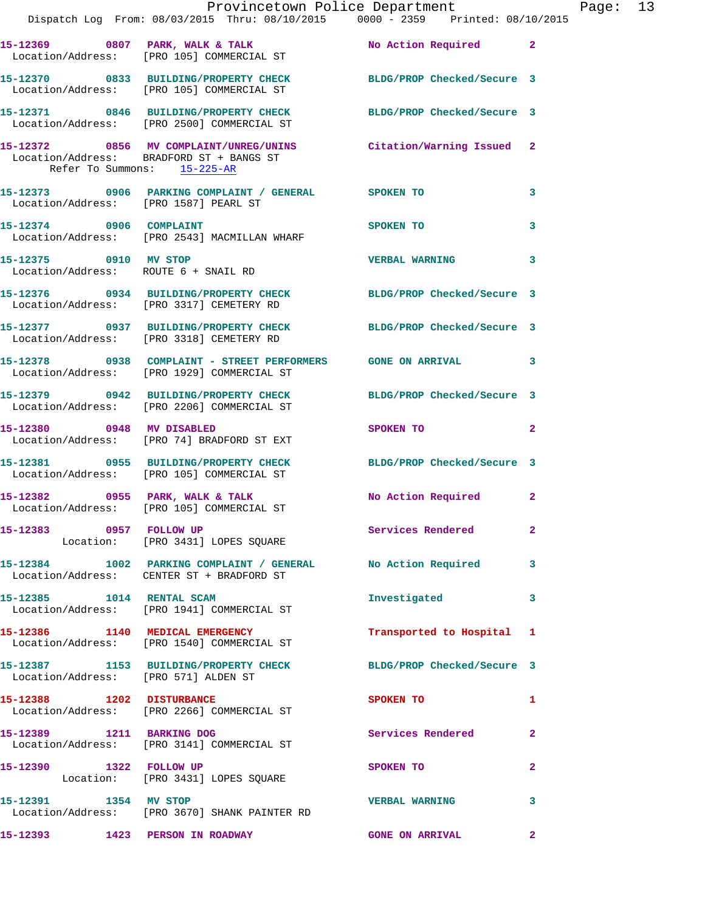15-12369 0807 PARK, WALK & TALK No Action Required 2
Location/Address: [PRO 105] COMMERCIAL ST

15-12370 0833 BUILDING/PROPERTY CHECK BLDG/PROP Checked/Secure 3
Location/Address: [PRO 105] COMMERCIAL ST

15-12371 0846 BUILDING/PROPERTY CHECK BLDG/PROP Checked/Secure 3
Location/Address: [PRO 2500] COMMERCIAL ST

15-12372 0856 MV COMPLAINT/UNREG/UNINS Citation/Warning Issued 2
Location/Address: BRADFORD ST + BANGS ST
Refer To Summons: 15-225-AR

15-12373 0906 PARKING COMPLAINT / GENERAL SPOKEN TO 3
Location/Address: [PRO 1587] PEARL ST

15-12374 0906 COMPLAINT SPOKEN TO 3
Location/Address: [PRO 2543] MACMILLAN WHARF

15-12375 0910 MV STOP VERBAL WARNING 3
Location/Address: ROUTE 6 + SNAIL RD

15-12376 0934 BUILDING/PROPERTY CHECK BLDG/PROP Checked/Secure 3
Location/Address: [PRO 3317] CEMETERY RD

15-12377 0937 BUILDING/PROPERTY CHECK BLDG/PROP Checked/Secure 3
Location/Address: [PRO 3318] CEMETERY RD

15-12378 0938 COMPLAINT - STREET PERFORMERS GONE ON ARRIVAL 3
Location/Address: [PRO 1929] COMMERCIAL ST

15-12379 0942 BUILDING/PROPERTY CHECK BLDG/PROP Checked/Secure 3
Location/Address: [PRO 2206] COMMERCIAL ST

15-12380 0948 MV DISABLED SPOKEN TO 2
Location/Address: [PRO 74] BRADFORD ST EXT

15-12381 0955 BUILDING/PROPERTY CHECK BLDG/PROP Checked/Secure 3
Location/Address: [PRO 105] COMMERCIAL ST

15-12382 0955 PARK, WALK & TALK No Action Required 2
Location/Address: [PRO 105] COMMERCIAL ST

15-12383 0957 FOLLOW UP Services Rendered 2
Location: [PRO 3431] LOPES SQUARE

15-12384 1002 PARKING COMPLAINT / GENERAL No Action Required 3
Location/Address: CENTER ST + BRADFORD ST

15-12385 1014 RENTAL SCAM Investigated 3
Location/Address: [PRO 1941] COMMERCIAL ST

15-12386 1140 MEDICAL EMERGENCY Transported to Hospital 1
Location/Address: [PRO 1540] COMMERCIAL ST

15-12387 1153 BUILDING/PROPERTY CHECK BLDG/PROP Checked/Secure 3
Location/Address: [PRO 571] ALDEN ST

15-12388 1202 DISTURBANCE SPOKEN TO 1
Location/Address: [PRO 2266] COMMERCIAL ST

15-12389 1211 BARKING DOG Services Rendered 2
Location/Address: [PRO 3141] COMMERCIAL ST

15-12390 1322 FOLLOW UP SPOKEN TO 2
Location: [PRO 3431] LOPES SQUARE

15-12391 1354 MV STOP VERBAL WARNING 3
Location/Address: [PRO 3670] SHANK PAINTER RD

15-12393 1423 PERSON IN ROADWAY GONE ON ARRIVAL 2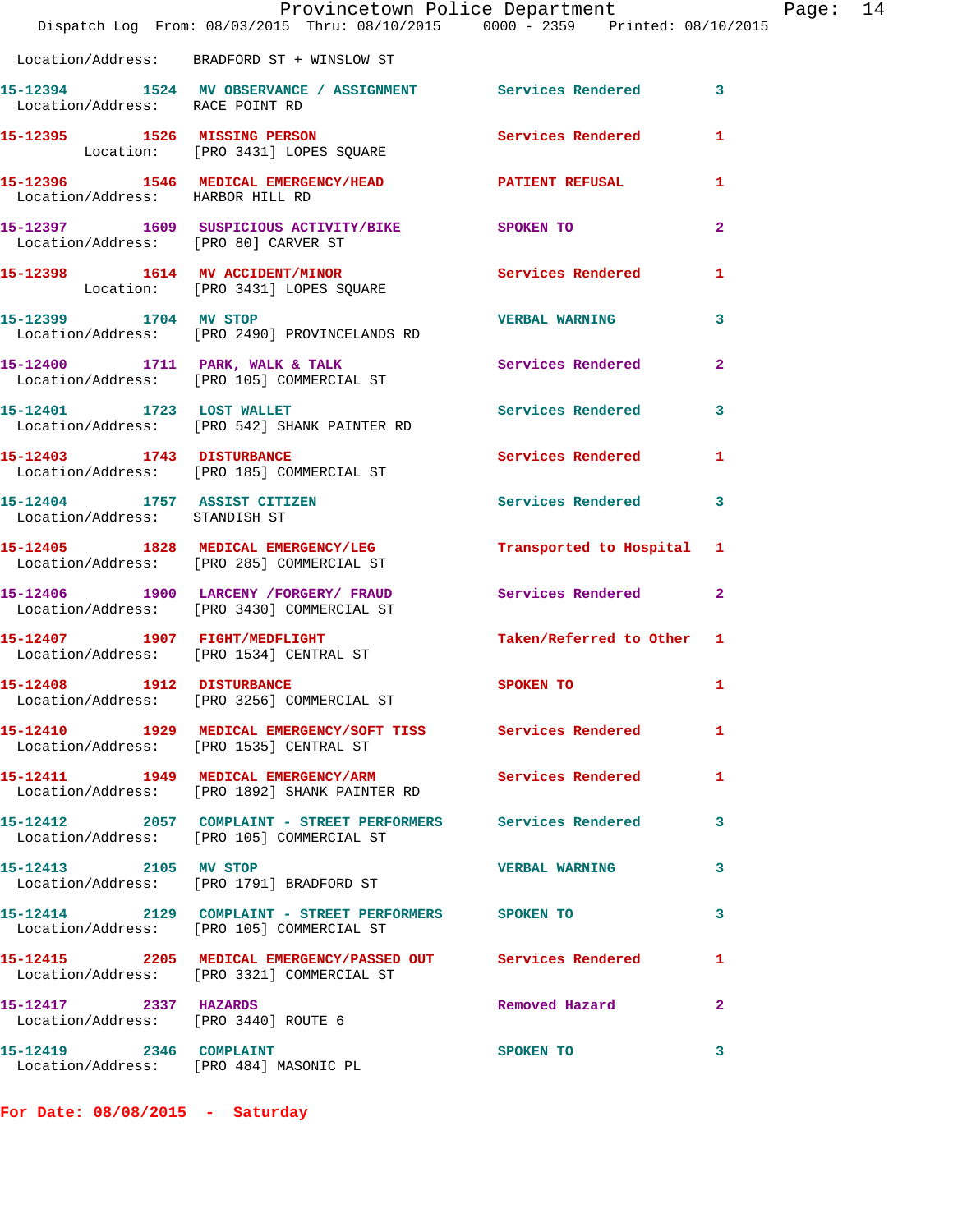Location/Address: BRADFORD ST + WINSLOW ST

15-12394 1524 MV OBSERVANCE / ASSIGNMENT Services Rendered 3
Location/Address: RACE POINT RD

15-12395 1526 MISSING PERSON Services Rendered 1
Location: [PRO 3431] LOPES SQUARE

15-12396 1546 MEDICAL EMERGENCY/HEAD PATIENT REFUSAL 1
Location/Address: HARBOR HILL RD

15-12397 1609 SUSPICIOUS ACTIVITY/BIKE SPOKEN TO 2
Location/Address: [PRO 80] CARVER ST

15-12398 1614 MV ACCIDENT/MINOR Services Rendered 1
Location: [PRO 3431] LOPES SQUARE

15-12399 1704 MV STOP VERBAL WARNING 3
Location/Address: [PRO 2490] PROVINCELANDS RD

15-12400 1711 PARK, WALK & TALK Services Rendered 2
Location/Address: [PRO 105] COMMERCIAL ST

15-12401 1723 LOST WALLET Services Rendered 3
Location/Address: [PRO 542] SHANK PAINTER RD

15-12403 1743 DISTURBANCE Services Rendered 1
Location/Address: [PRO 185] COMMERCIAL ST

15-12404 1757 ASSIST CITIZEN Services Rendered 3
Location/Address: STANDISH ST

15-12405 1828 MEDICAL EMERGENCY/LEG Transported to Hospital 1
Location/Address: [PRO 285] COMMERCIAL ST

15-12406 1900 LARCENY /FORGERY/ FRAUD Services Rendered 2
Location/Address: [PRO 3430] COMMERCIAL ST

15-12407 1907 FIGHT/MEDFLIGHT Taken/Referred to Other 1
Location/Address: [PRO 1534] CENTRAL ST

15-12408 1912 DISTURBANCE SPOKEN TO 1
Location/Address: [PRO 3256] COMMERCIAL ST

15-12410 1929 MEDICAL EMERGENCY/SOFT TISS Services Rendered 1
Location/Address: [PRO 1535] CENTRAL ST

15-12411 1949 MEDICAL EMERGENCY/ARM Services Rendered 1
Location/Address: [PRO 1892] SHANK PAINTER RD

15-12412 2057 COMPLAINT - STREET PERFORMERS Services Rendered 3
Location/Address: [PRO 105] COMMERCIAL ST

15-12413 2105 MV STOP VERBAL WARNING 3
Location/Address: [PRO 1791] BRADFORD ST

15-12414 2129 COMPLAINT - STREET PERFORMERS SPOKEN TO 3
Location/Address: [PRO 105] COMMERCIAL ST

15-12415 2205 MEDICAL EMERGENCY/PASSED OUT Services Rendered 1
Location/Address: [PRO 3321] COMMERCIAL ST

15-12417 2337 HAZARDS Removed Hazard 2
Location/Address: [PRO 3440] ROUTE 6

15-12419 2346 COMPLAINT SPOKEN TO 3
Location/Address: [PRO 484] MASONIC PL

**For Date: 08/08/2015 - Saturday**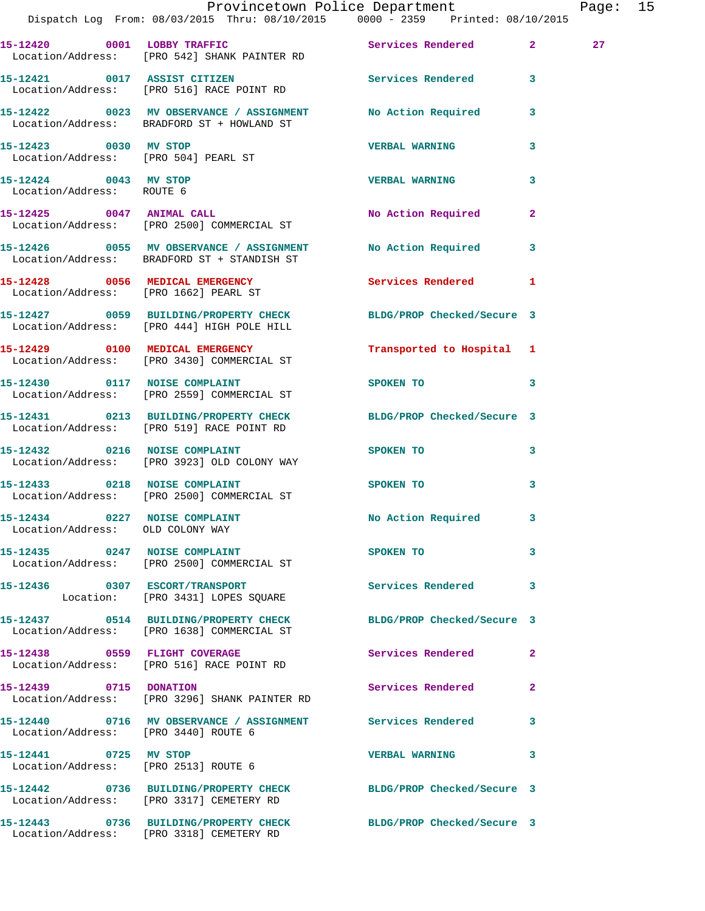15-12420 0001 LOBBY TRAFFIC Services Rendered 2 27
Location/Address: [PRO 542] SHANK PAINTER RD

15-12421 0017 ASSIST CITIZEN Services Rendered 3
Location/Address: [PRO 516] RACE POINT RD

15-12422 0023 MV OBSERVANCE / ASSIGNMENT No Action Required 3
Location/Address: BRADFORD ST + HOWLAND ST

15-12423 0030 MV STOP VERBAL WARNING 3
Location/Address: [PRO 504] PEARL ST

15-12424 0043 MV STOP VERBAL WARNING 3
Location/Address: ROUTE 6

15-12425 0047 ANIMAL CALL No Action Required 2
Location/Address: [PRO 2500] COMMERCIAL ST

15-12426 0055 MV OBSERVANCE / ASSIGNMENT No Action Required 3
Location/Address: BRADFORD ST + STANDISH ST

15-12428 0056 MEDICAL EMERGENCY Services Rendered 1
Location/Address: [PRO 1662] PEARL ST

15-12427 0059 BUILDING/PROPERTY CHECK BLDG/PROP Checked/Secure 3
Location/Address: [PRO 444] HIGH POLE HILL

15-12429 0100 MEDICAL EMERGENCY Transported to Hospital 1
Location/Address: [PRO 3430] COMMERCIAL ST

15-12430 0117 NOISE COMPLAINT SPOKEN TO 3
Location/Address: [PRO 2559] COMMERCIAL ST

15-12431 0213 BUILDING/PROPERTY CHECK BLDG/PROP Checked/Secure 3
Location/Address: [PRO 519] RACE POINT RD

15-12432 0216 NOISE COMPLAINT SPOKEN TO 3
Location/Address: [PRO 3923] OLD COLONY WAY

15-12433 0218 NOISE COMPLAINT SPOKEN TO 3
Location/Address: [PRO 2500] COMMERCIAL ST

15-12434 0227 NOISE COMPLAINT No Action Required 3
Location/Address: OLD COLONY WAY

15-12435 0247 NOISE COMPLAINT SPOKEN TO 3
Location/Address: [PRO 2500] COMMERCIAL ST

15-12436 0307 ESCORT/TRANSPORT Services Rendered 3
Location: [PRO 3431] LOPES SQUARE

15-12437 0514 BUILDING/PROPERTY CHECK BLDG/PROP Checked/Secure 3
Location/Address: [PRO 1638] COMMERCIAL ST

15-12438 0559 FLIGHT COVERAGE Services Rendered 2
Location/Address: [PRO 516] RACE POINT RD

15-12439 0715 DONATION Services Rendered 2
Location/Address: [PRO 3296] SHANK PAINTER RD

15-12440 0716 MV OBSERVANCE / ASSIGNMENT Services Rendered 3
Location/Address: [PRO 3440] ROUTE 6

15-12441 0725 MV STOP VERBAL WARNING 3
Location/Address: [PRO 2513] ROUTE 6

15-12442 0736 BUILDING/PROPERTY CHECK BLDG/PROP Checked/Secure 3
Location/Address: [PRO 3317] CEMETERY RD

15-12443 0736 BUILDING/PROPERTY CHECK BLDG/PROP Checked/Secure 3
Location/Address: [PRO 3318] CEMETERY RD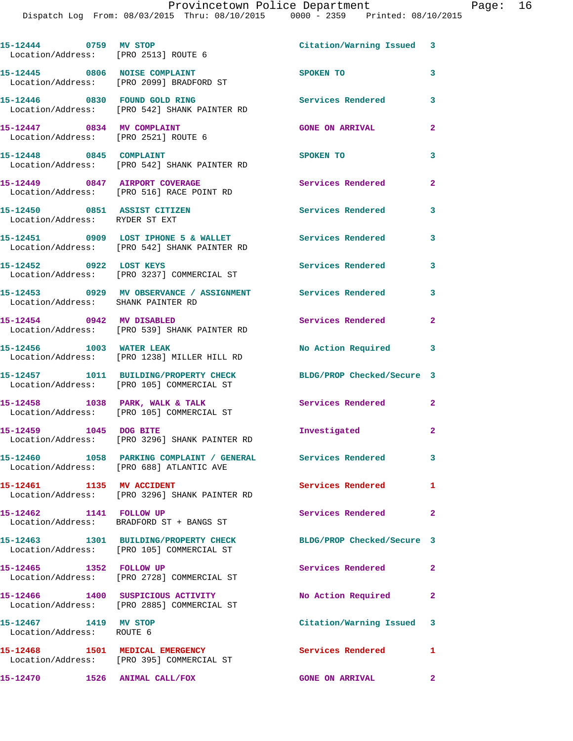15-12444 0759 MV STOP Citation/Warning Issued 3
Location/Address: [PRO 2513] ROUTE 6

15-12445 0806 NOISE COMPLAINT SPOKEN TO 3
Location/Address: [PRO 2099] BRADFORD ST

15-12446 0830 FOUND GOLD RING Services Rendered 3
Location/Address: [PRO 542] SHANK PAINTER RD

15-12447 0834 MV COMPLAINT GONE ON ARRIVAL 2
Location/Address: [PRO 2521] ROUTE 6

15-12448 0845 COMPLAINT SPOKEN TO 3
Location/Address: [PRO 542] SHANK PAINTER RD

15-12449 0847 AIRPORT COVERAGE Services Rendered 2
Location/Address: [PRO 516] RACE POINT RD

15-12450 0851 ASSIST CITIZEN Services Rendered 3
Location/Address: RYDER ST EXT

15-12451 0909 LOST IPHONE 5 & WALLET Services Rendered 3
Location/Address: [PRO 542] SHANK PAINTER RD

15-12452 0922 LOST KEYS Services Rendered 3
Location/Address: [PRO 3237] COMMERCIAL ST

15-12453 0929 MV OBSERVANCE / ASSIGNMENT Services Rendered 3
Location/Address: SHANK PAINTER RD

15-12454 0942 MV DISABLED Services Rendered 2
Location/Address: [PRO 539] SHANK PAINTER RD

15-12456 1003 WATER LEAK No Action Required 3
Location/Address: [PRO 1238] MILLER HILL RD

15-12457 1011 BUILDING/PROPERTY CHECK BLDG/PROP Checked/Secure 3
Location/Address: [PRO 105] COMMERCIAL ST

15-12458 1038 PARK, WALK & TALK Services Rendered 2
Location/Address: [PRO 105] COMMERCIAL ST

15-12459 1045 DOG BITE Investigated 2
Location/Address: [PRO 3296] SHANK PAINTER RD

15-12460 1058 PARKING COMPLAINT / GENERAL Services Rendered 3
Location/Address: [PRO 688] ATLANTIC AVE

15-12461 1135 MV ACCIDENT Services Rendered 1
Location/Address: [PRO 3296] SHANK PAINTER RD

15-12462 1141 FOLLOW UP Services Rendered 2
Location/Address: BRADFORD ST + BANGS ST

15-12463 1301 BUILDING/PROPERTY CHECK BLDG/PROP Checked/Secure 3
Location/Address: [PRO 105] COMMERCIAL ST

15-12465 1352 FOLLOW UP Services Rendered 2
Location/Address: [PRO 2728] COMMERCIAL ST

15-12466 1400 SUSPICIOUS ACTIVITY No Action Required 2
Location/Address: [PRO 2885] COMMERCIAL ST

15-12467 1419 MV STOP Citation/Warning Issued 3
Location/Address: ROUTE 6

15-12468 1501 MEDICAL EMERGENCY Services Rendered 1
Location/Address: [PRO 395] COMMERCIAL ST

15-12470 1526 ANIMAL CALL/FOX GONE ON ARRIVAL 2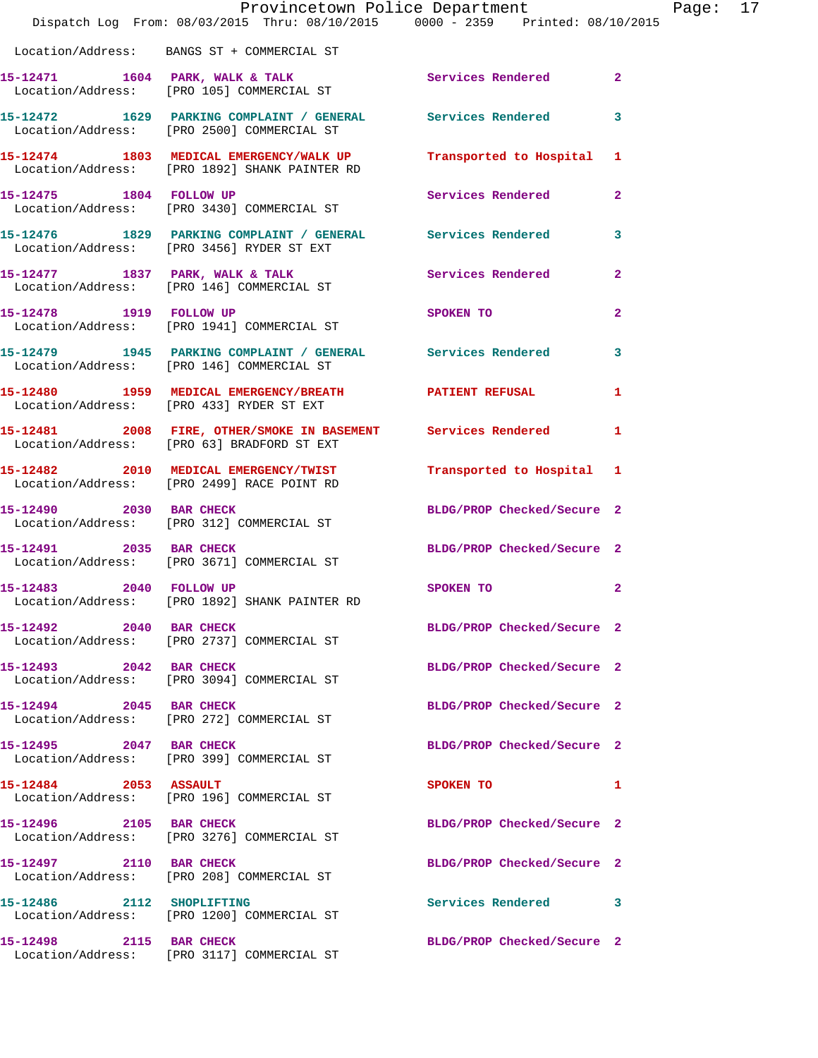Location/Address: BANGS ST + COMMERCIAL ST

| Call # | Time | Call Reason | Action | Priority |
|---|---|---|---|---|
| 15-12471 | 1604 | PARK, WALK & TALK | Services Rendered | 2 |
| | | Location/Address: [PRO 105] COMMERCIAL ST | | |
| 15-12472 | 1629 | PARKING COMPLAINT / GENERAL | Services Rendered | 3 |
| | | Location/Address: [PRO 2500] COMMERCIAL ST | | |
| 15-12474 | 1803 | MEDICAL EMERGENCY/WALK UP | Transported to Hospital | 1 |
| | | Location/Address: [PRO 1892] SHANK PAINTER RD | | |
| 15-12475 | 1804 | FOLLOW UP | Services Rendered | 2 |
| | | Location/Address: [PRO 3430] COMMERCIAL ST | | |
| 15-12476 | 1829 | PARKING COMPLAINT / GENERAL | Services Rendered | 3 |
| | | Location/Address: [PRO 3456] RYDER ST EXT | | |
| 15-12477 | 1837 | PARK, WALK & TALK | Services Rendered | 2 |
| | | Location/Address: [PRO 146] COMMERCIAL ST | | |
| 15-12478 | 1919 | FOLLOW UP | SPOKEN TO | 2 |
| | | Location/Address: [PRO 1941] COMMERCIAL ST | | |
| 15-12479 | 1945 | PARKING COMPLAINT / GENERAL | Services Rendered | 3 |
| | | Location/Address: [PRO 146] COMMERCIAL ST | | |
| 15-12480 | 1959 | MEDICAL EMERGENCY/BREATH | PATIENT REFUSAL | 1 |
| | | Location/Address: [PRO 433] RYDER ST EXT | | |
| 15-12481 | 2008 | FIRE, OTHER/SMOKE IN BASEMENT | Services Rendered | 1 |
| | | Location/Address: [PRO 63] BRADFORD ST EXT | | |
| 15-12482 | 2010 | MEDICAL EMERGENCY/TWIST | Transported to Hospital | 1 |
| | | Location/Address: [PRO 2499] RACE POINT RD | | |
| 15-12490 | 2030 | BAR CHECK | BLDG/PROP Checked/Secure | 2 |
| | | Location/Address: [PRO 312] COMMERCIAL ST | | |
| 15-12491 | 2035 | BAR CHECK | BLDG/PROP Checked/Secure | 2 |
| | | Location/Address: [PRO 3671] COMMERCIAL ST | | |
| 15-12483 | 2040 | FOLLOW UP | SPOKEN TO | 2 |
| | | Location/Address: [PRO 1892] SHANK PAINTER RD | | |
| 15-12492 | 2040 | BAR CHECK | BLDG/PROP Checked/Secure | 2 |
| | | Location/Address: [PRO 2737] COMMERCIAL ST | | |
| 15-12493 | 2042 | BAR CHECK | BLDG/PROP Checked/Secure | 2 |
| | | Location/Address: [PRO 3094] COMMERCIAL ST | | |
| 15-12494 | 2045 | BAR CHECK | BLDG/PROP Checked/Secure | 2 |
| | | Location/Address: [PRO 272] COMMERCIAL ST | | |
| 15-12495 | 2047 | BAR CHECK | BLDG/PROP Checked/Secure | 2 |
| | | Location/Address: [PRO 399] COMMERCIAL ST | | |
| 15-12484 | 2053 | ASSAULT | SPOKEN TO | 1 |
| | | Location/Address: [PRO 196] COMMERCIAL ST | | |
| 15-12496 | 2105 | BAR CHECK | BLDG/PROP Checked/Secure | 2 |
| | | Location/Address: [PRO 3276] COMMERCIAL ST | | |
| 15-12497 | 2110 | BAR CHECK | BLDG/PROP Checked/Secure | 2 |
| | | Location/Address: [PRO 208] COMMERCIAL ST | | |
| 15-12486 | 2112 | SHOPLIFTING | Services Rendered | 3 |
| | | Location/Address: [PRO 1200] COMMERCIAL ST | | |
| 15-12498 | 2115 | BAR CHECK | BLDG/PROP Checked/Secure | 2 |
| | | Location/Address: [PRO 3117] COMMERCIAL ST | | |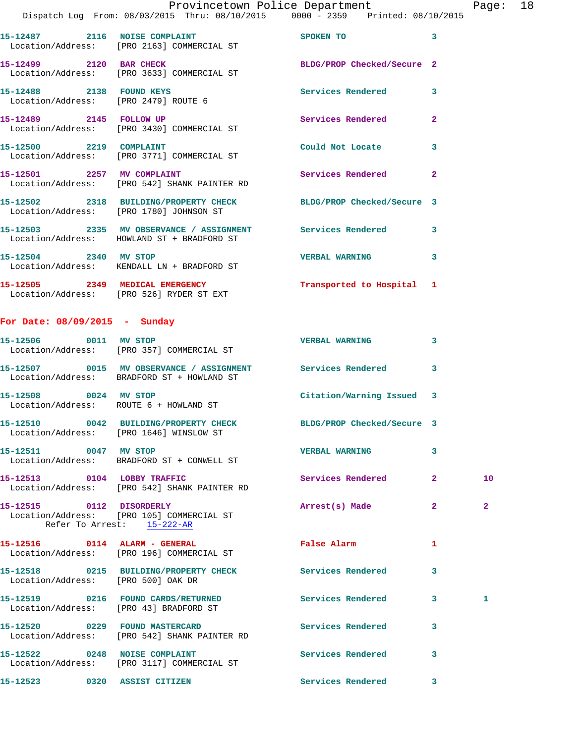15-12487 2116 NOISE COMPLAINT SPOKEN TO 3
Location/Address: [PRO 2163] COMMERCIAL ST

15-12499 2120 BAR CHECK BLDG/PROP Checked/Secure 2
Location/Address: [PRO 3633] COMMERCIAL ST

15-12488 2138 FOUND KEYS Services Rendered 3
Location/Address: [PRO 2479] ROUTE 6

15-12489 2145 FOLLOW UP Services Rendered 2
Location/Address: [PRO 3430] COMMERCIAL ST

15-12500 2219 COMPLAINT Could Not Locate 3
Location/Address: [PRO 3771] COMMERCIAL ST

15-12501 2257 MV COMPLAINT Services Rendered 2
Location/Address: [PRO 542] SHANK PAINTER RD

15-12502 2318 BUILDING/PROPERTY CHECK BLDG/PROP Checked/Secure 3
Location/Address: [PRO 1780] JOHNSON ST

15-12503 2335 MV OBSERVANCE / ASSIGNMENT Services Rendered 3
Location/Address: HOWLAND ST + BRADFORD ST

15-12504 2340 MV STOP VERBAL WARNING 3
Location/Address: KENDALL LN + BRADFORD ST

15-12505 2349 MEDICAL EMERGENCY Transported to Hospital 1
Location/Address: [PRO 526] RYDER ST EXT

## For Date: 08/09/2015 - Sunday

15-12506 0011 MV STOP VERBAL WARNING 3
Location/Address: [PRO 357] COMMERCIAL ST

15-12507 0015 MV OBSERVANCE / ASSIGNMENT Services Rendered 3
Location/Address: BRADFORD ST + HOWLAND ST

15-12508 0024 MV STOP Citation/Warning Issued 3
Location/Address: ROUTE 6 + HOWLAND ST

15-12510 0042 BUILDING/PROPERTY CHECK BLDG/PROP Checked/Secure 3
Location/Address: [PRO 1646] WINSLOW ST

15-12511 0047 MV STOP VERBAL WARNING 3
Location/Address: BRADFORD ST + CONWELL ST

15-12513 0104 LOBBY TRAFFIC Services Rendered 2 10
Location/Address: [PRO 542] SHANK PAINTER RD

15-12515 0112 DISORDERLY Arrest(s) Made 2 2
Location/Address: [PRO 105] COMMERCIAL ST
Refer To Arrest: 15-222-AR

15-12516 0114 ALARM - GENERAL False Alarm 1
Location/Address: [PRO 196] COMMERCIAL ST

15-12518 0215 BUILDING/PROPERTY CHECK Services Rendered 3
Location/Address: [PRO 500] OAK DR

15-12519 0216 FOUND CARDS/RETURNED Services Rendered 3 1
Location/Address: [PRO 43] BRADFORD ST

15-12520 0229 FOUND MASTERCARD Services Rendered 3
Location/Address: [PRO 542] SHANK PAINTER RD

15-12522 0248 NOISE COMPLAINT Services Rendered 3
Location/Address: [PRO 3117] COMMERCIAL ST

15-12523 0320 ASSIST CITIZEN Services Rendered 3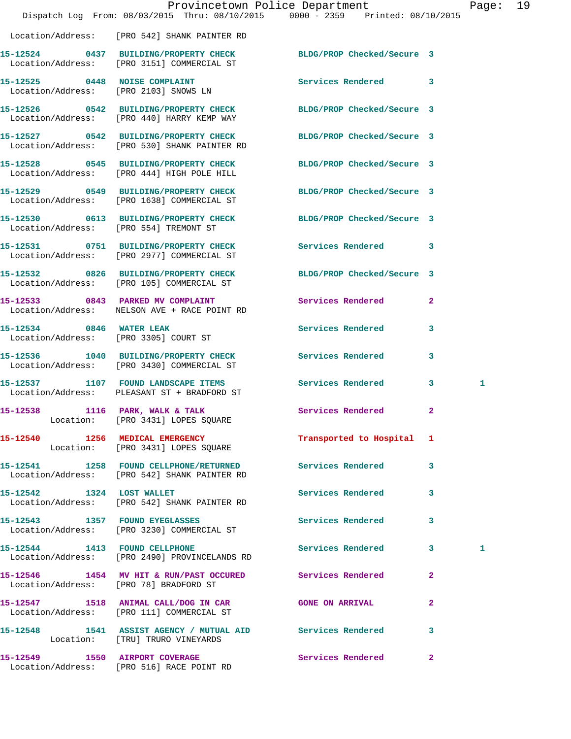Location/Address: [PRO 542] SHANK PAINTER RD

| Call # | Time | Call Reason | Action | Priority | |
|---|---|---|---|---|---|
| 15-12524 | 0437 | BUILDING/PROPERTY CHECK | BLDG/PROP Checked/Secure | 3 | |
| Location/Address: [PRO 3151] COMMERCIAL ST | | | | | |
| 15-12525 | 0448 | NOISE COMPLAINT | Services Rendered | 3 | |
| Location/Address: [PRO 2103] SNOWS LN | | | | | |
| 15-12526 | 0542 | BUILDING/PROPERTY CHECK | BLDG/PROP Checked/Secure | 3 | |
| Location/Address: [PRO 440] HARRY KEMP WAY | | | | | |
| 15-12527 | 0542 | BUILDING/PROPERTY CHECK | BLDG/PROP Checked/Secure | 3 | |
| Location/Address: [PRO 530] SHANK PAINTER RD | | | | | |
| 15-12528 | 0545 | BUILDING/PROPERTY CHECK | BLDG/PROP Checked/Secure | 3 | |
| Location/Address: [PRO 444] HIGH POLE HILL | | | | | |
| 15-12529 | 0549 | BUILDING/PROPERTY CHECK | BLDG/PROP Checked/Secure | 3 | |
| Location/Address: [PRO 1638] COMMERCIAL ST | | | | | |
| 15-12530 | 0613 | BUILDING/PROPERTY CHECK | BLDG/PROP Checked/Secure | 3 | |
| Location/Address: [PRO 554] TREMONT ST | | | | | |
| 15-12531 | 0751 | BUILDING/PROPERTY CHECK | Services Rendered | 3 | |
| Location/Address: [PRO 2977] COMMERCIAL ST | | | | | |
| 15-12532 | 0826 | BUILDING/PROPERTY CHECK | BLDG/PROP Checked/Secure | 3 | |
| Location/Address: [PRO 105] COMMERCIAL ST | | | | | |
| 15-12533 | 0843 | PARKED MV COMPLAINT | Services Rendered | 2 | |
| Location/Address: NELSON AVE + RACE POINT RD | | | | | |
| 15-12534 | 0846 | WATER LEAK | Services Rendered | 3 | |
| Location/Address: [PRO 3305] COURT ST | | | | | |
| 15-12536 | 1040 | BUILDING/PROPERTY CHECK | Services Rendered | 3 | |
| Location/Address: [PRO 3430] COMMERCIAL ST | | | | | |
| 15-12537 | 1107 | FOUND LANDSCAPE ITEMS | Services Rendered | 3 | 1 |
| Location/Address: PLEASANT ST + BRADFORD ST | | | | | |
| 15-12538 | 1116 | PARK, WALK & TALK | Services Rendered | 2 | |
| Location: [PRO 3431] LOPES SQUARE | | | | | |
| 15-12540 | 1256 | MEDICAL EMERGENCY | Transported to Hospital | 1 | |
| Location: [PRO 3431] LOPES SQUARE | | | | | |
| 15-12541 | 1258 | FOUND CELLPHONE/RETURNED | Services Rendered | 3 | |
| Location/Address: [PRO 542] SHANK PAINTER RD | | | | | |
| 15-12542 | 1324 | LOST WALLET | Services Rendered | 3 | |
| Location/Address: [PRO 542] SHANK PAINTER RD | | | | | |
| 15-12543 | 1357 | FOUND EYEGLASSES | Services Rendered | 3 | |
| Location/Address: [PRO 3230] COMMERCIAL ST | | | | | |
| 15-12544 | 1413 | FOUND CELLPHONE | Services Rendered | 3 | 1 |
| Location/Address: [PRO 2490] PROVINCELANDS RD | | | | | |
| 15-12546 | 1454 | MV HIT & RUN/PAST OCCURED | Services Rendered | 2 | |
| Location/Address: [PRO 78] BRADFORD ST | | | | | |
| 15-12547 | 1518 | ANIMAL CALL/DOG IN CAR | GONE ON ARRIVAL | 2 | |
| Location/Address: [PRO 111] COMMERCIAL ST | | | | | |
| 15-12548 | 1541 | ASSIST AGENCY / MUTUAL AID | Services Rendered | 3 | |
| Location: [TRU] TRURO VINEYARDS | | | | | |
| 15-12549 | 1550 | AIRPORT COVERAGE | Services Rendered | 2 | |
| Location/Address: [PRO 516] RACE POINT RD | | | | | |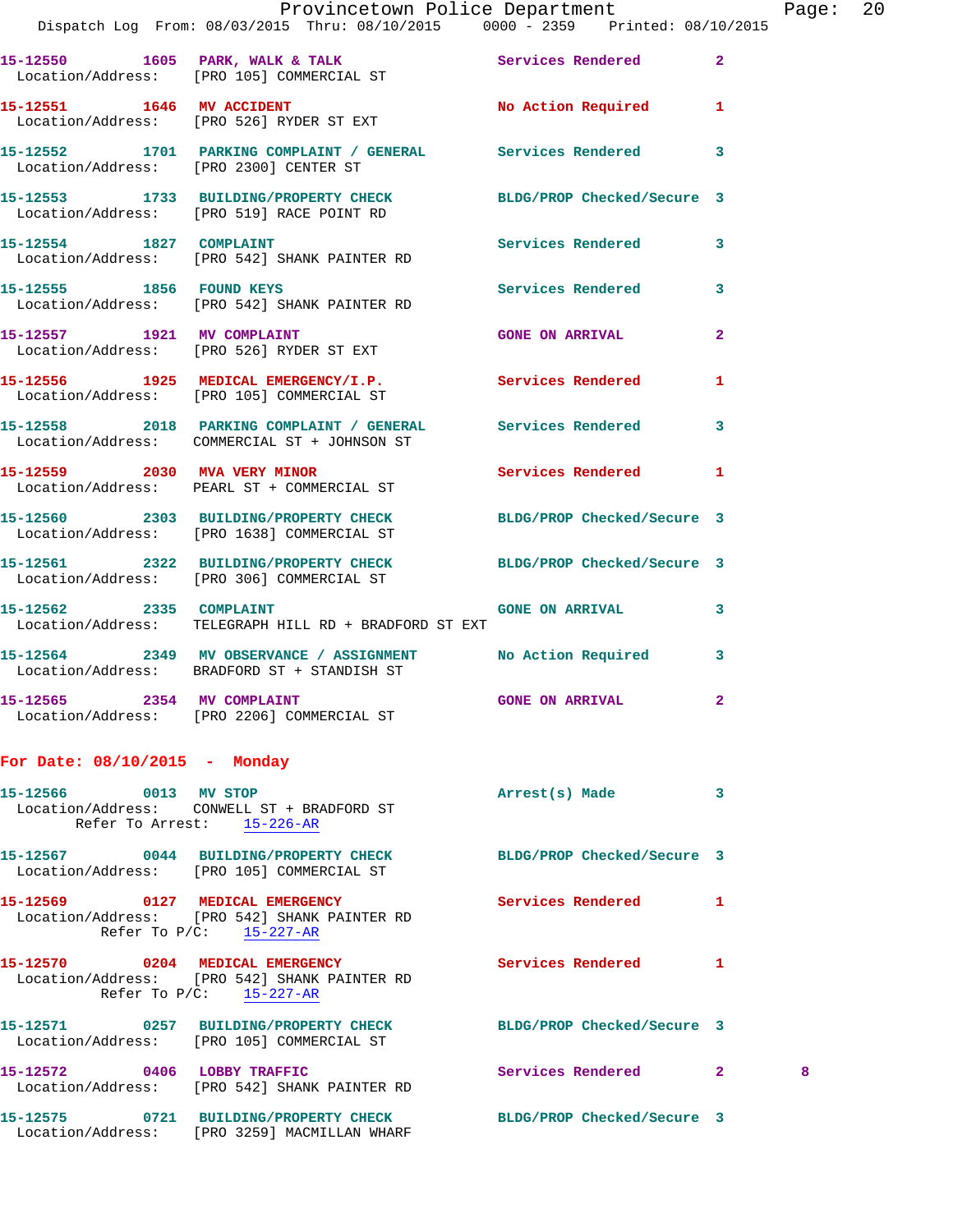15-12550 1605 PARK, WALK & TALK Services Rendered 2
Location/Address: [PRO 105] COMMERCIAL ST

15-12551 1646 MV ACCIDENT No Action Required 1
Location/Address: [PRO 526] RYDER ST EXT

15-12552 1701 PARKING COMPLAINT / GENERAL Services Rendered 3
Location/Address: [PRO 2300] CENTER ST

15-12553 1733 BUILDING/PROPERTY CHECK BLDG/PROP Checked/Secure 3
Location/Address: [PRO 519] RACE POINT RD

15-12554 1827 COMPLAINT Services Rendered 3
Location/Address: [PRO 542] SHANK PAINTER RD

15-12555 1856 FOUND KEYS Services Rendered 3
Location/Address: [PRO 542] SHANK PAINTER RD

15-12557 1921 MV COMPLAINT GONE ON ARRIVAL 2
Location/Address: [PRO 526] RYDER ST EXT

15-12556 1925 MEDICAL EMERGENCY/I.P. Services Rendered 1
Location/Address: [PRO 105] COMMERCIAL ST

15-12558 2018 PARKING COMPLAINT / GENERAL Services Rendered 3
Location/Address: COMMERCIAL ST + JOHNSON ST

15-12559 2030 MVA VERY MINOR Services Rendered 1
Location/Address: PEARL ST + COMMERCIAL ST

15-12560 2303 BUILDING/PROPERTY CHECK BLDG/PROP Checked/Secure 3
Location/Address: [PRO 1638] COMMERCIAL ST

15-12561 2322 BUILDING/PROPERTY CHECK BLDG/PROP Checked/Secure 3
Location/Address: [PRO 306] COMMERCIAL ST

15-12562 2335 COMPLAINT GONE ON ARRIVAL 3
Location/Address: TELEGRAPH HILL RD + BRADFORD ST EXT

15-12564 2349 MV OBSERVANCE / ASSIGNMENT No Action Required 3
Location/Address: BRADFORD ST + STANDISH ST

15-12565 2354 MV COMPLAINT GONE ON ARRIVAL 2
Location/Address: [PRO 2206] COMMERCIAL ST

## For Date: 08/10/2015 - Monday

15-12566 0013 MV STOP Arrest(s) Made 3
Location/Address: CONWELL ST + BRADFORD ST
Refer To Arrest: 15-226-AR

15-12567 0044 BUILDING/PROPERTY CHECK BLDG/PROP Checked/Secure 3
Location/Address: [PRO 105] COMMERCIAL ST

15-12569 0127 MEDICAL EMERGENCY Services Rendered 1
Location/Address: [PRO 542] SHANK PAINTER RD
Refer To P/C: 15-227-AR

15-12570 0204 MEDICAL EMERGENCY Services Rendered 1
Location/Address: [PRO 542] SHANK PAINTER RD
Refer To P/C: 15-227-AR

15-12571 0257 BUILDING/PROPERTY CHECK BLDG/PROP Checked/Secure 3
Location/Address: [PRO 105] COMMERCIAL ST

15-12572 0406 LOBBY TRAFFIC Services Rendered 2 8
Location/Address: [PRO 542] SHANK PAINTER RD

15-12575 0721 BUILDING/PROPERTY CHECK BLDG/PROP Checked/Secure 3
Location/Address: [PRO 3259] MACMILLAN WHARF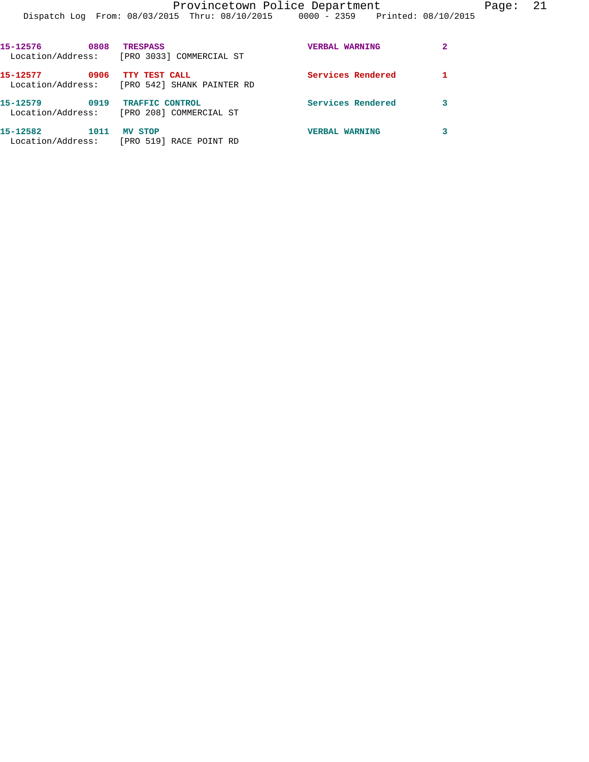15-12576 0808 TRESPASS VERBAL WARNING 2
Location/Address: [PRO 3033] COMMERCIAL ST

15-12577 0906 TTY TEST CALL Services Rendered 1
Location/Address: [PRO 542] SHANK PAINTER RD

15-12579 0919 TRAFFIC CONTROL Services Rendered 3
Location/Address: [PRO 208] COMMERCIAL ST

15-12582 1011 MV STOP VERBAL WARNING 3
Location/Address: [PRO 519] RACE POINT RD